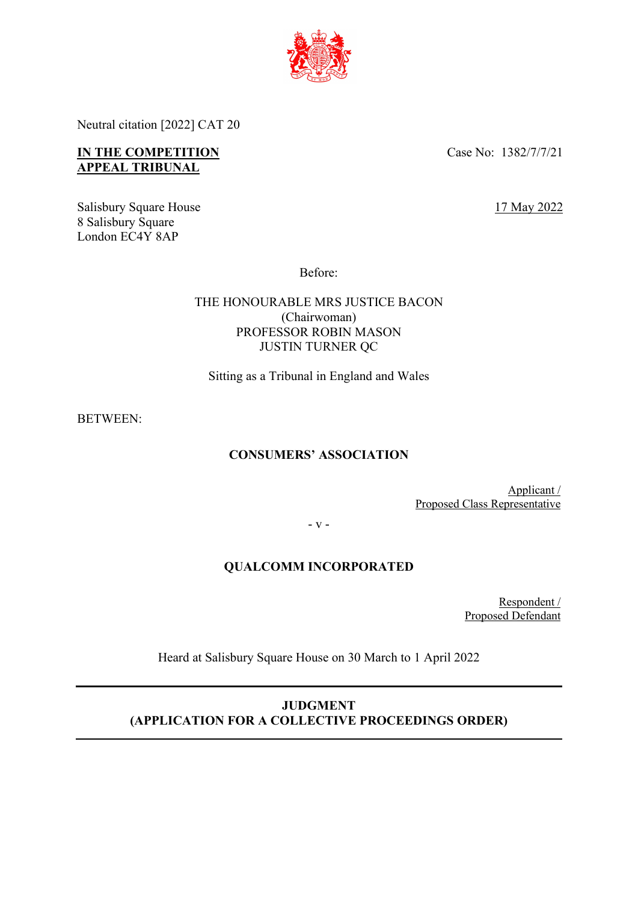Neutral citation [2022] CAT 20

**IN THE COMPETITION APPEAL TRIBUNAL**

Case No: 1382/7/7/21

Salisbury Square House
8 Salisbury Square
London EC4Y 8AP

17 May 2022

Before:

THE HONOURABLE MRS JUSTICE BACON
(Chairwoman)
PROFESSOR ROBIN MASON
JUSTIN TURNER QC

Sitting as a Tribunal in England and Wales

BETWEEN:

**CONSUMERS' ASSOCIATION**

Applicant /
Proposed Class Representative

\- v -

**QUALCOMM INCORPORATED**

Respondent /
Proposed Defendant

Heard at Salisbury Square House on 30 March to 1 April 2022

---

**JUDGMENT**
**(APPLICATION FOR A COLLECTIVE PROCEEDINGS ORDER)**

---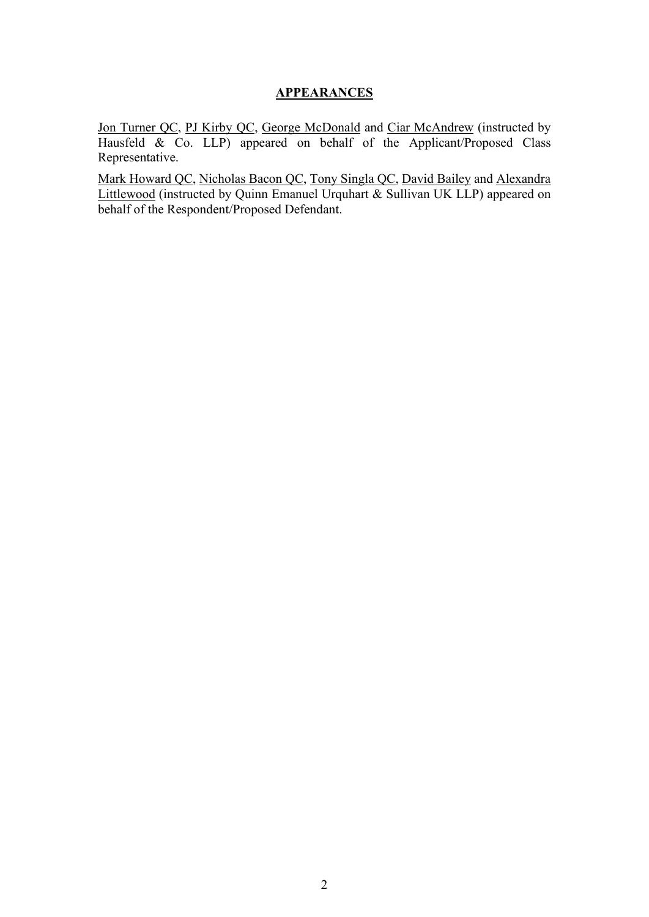## APPEARANCES

Jon Turner QC, PJ Kirby QC, George McDonald and Ciar McAndrew (instructed by Hausfeld & Co. LLP) appeared on behalf of the Applicant/Proposed Class Representative.

Mark Howard QC, Nicholas Bacon QC, Tony Singla QC, David Bailey and Alexandra Littlewood (instructed by Quinn Emanuel Urquhart & Sullivan UK LLP) appeared on behalf of the Respondent/Proposed Defendant.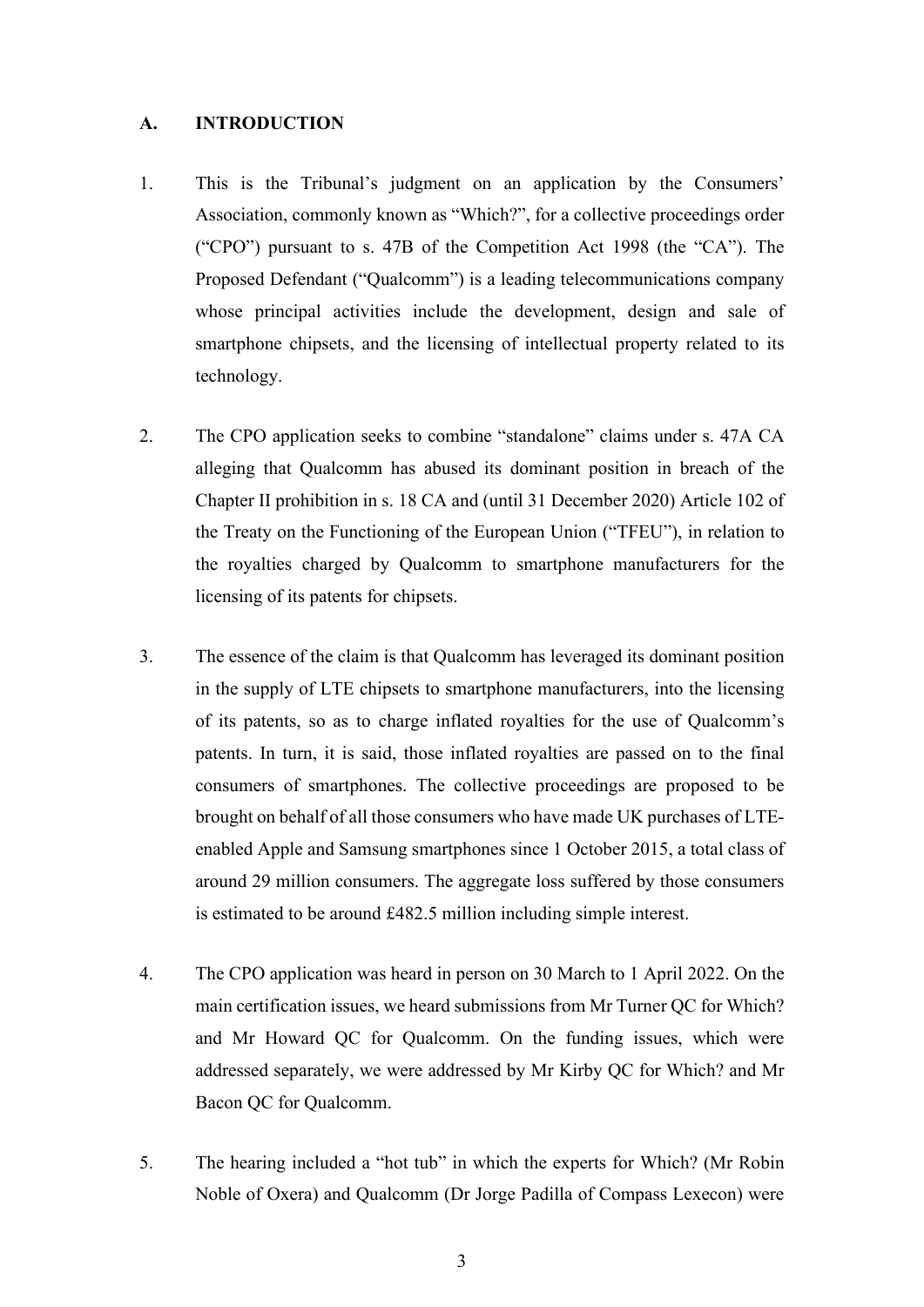## A. INTRODUCTION

1. This is the Tribunal's judgment on an application by the Consumers' Association, commonly known as "Which?", for a collective proceedings order ("CPO") pursuant to s. 47B of the Competition Act 1998 (the "CA"). The Proposed Defendant ("Qualcomm") is a leading telecommunications company whose principal activities include the development, design and sale of smartphone chipsets, and the licensing of intellectual property related to its technology.

2. The CPO application seeks to combine "standalone" claims under s. 47A CA alleging that Qualcomm has abused its dominant position in breach of the Chapter II prohibition in s. 18 CA and (until 31 December 2020) Article 102 of the Treaty on the Functioning of the European Union ("TFEU"), in relation to the royalties charged by Qualcomm to smartphone manufacturers for the licensing of its patents for chipsets.

3. The essence of the claim is that Qualcomm has leveraged its dominant position in the supply of LTE chipsets to smartphone manufacturers, into the licensing of its patents, so as to charge inflated royalties for the use of Qualcomm's patents. In turn, it is said, those inflated royalties are passed on to the final consumers of smartphones. The collective proceedings are proposed to be brought on behalf of all those consumers who have made UK purchases of LTE-enabled Apple and Samsung smartphones since 1 October 2015, a total class of around 29 million consumers. The aggregate loss suffered by those consumers is estimated to be around £482.5 million including simple interest.

4. The CPO application was heard in person on 30 March to 1 April 2022. On the main certification issues, we heard submissions from Mr Turner QC for Which? and Mr Howard QC for Qualcomm. On the funding issues, which were addressed separately, we were addressed by Mr Kirby QC for Which? and Mr Bacon QC for Qualcomm.

5. The hearing included a "hot tub" in which the experts for Which? (Mr Robin Noble of Oxera) and Qualcomm (Dr Jorge Padilla of Compass Lexecon) were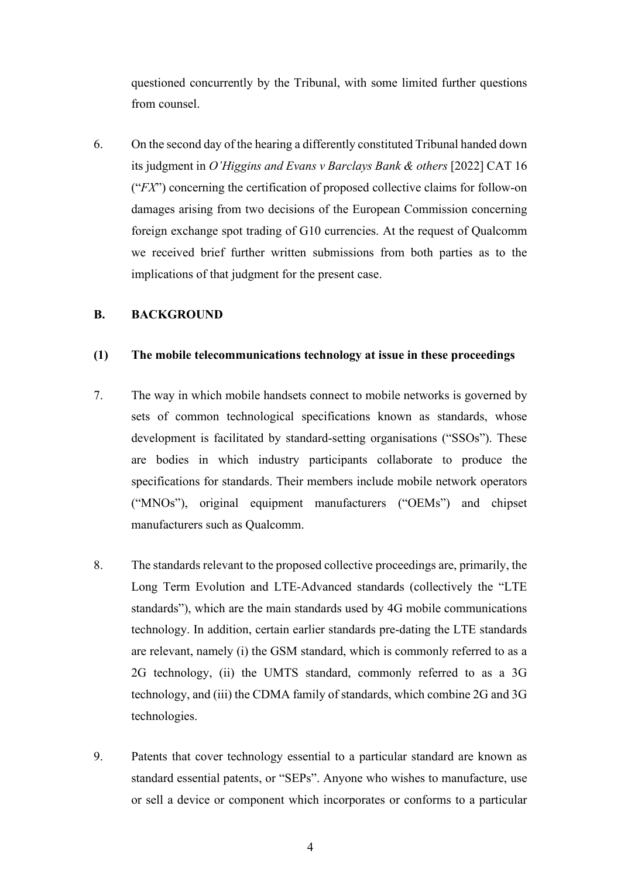questioned concurrently by the Tribunal, with some limited further questions from counsel.

6. On the second day of the hearing a differently constituted Tribunal handed down its judgment in *O'Higgins and Evans v Barclays Bank & others* [2022] CAT 16 ("*FX*") concerning the certification of proposed collective claims for follow-on damages arising from two decisions of the European Commission concerning foreign exchange spot trading of G10 currencies. At the request of Qualcomm we received brief further written submissions from both parties as to the implications of that judgment for the present case.

## B. BACKGROUND

### (1) The mobile telecommunications technology at issue in these proceedings

7. The way in which mobile handsets connect to mobile networks is governed by sets of common technological specifications known as standards, whose development is facilitated by standard-setting organisations ("SSOs"). These are bodies in which industry participants collaborate to produce the specifications for standards. Their members include mobile network operators ("MNOs"), original equipment manufacturers ("OEMs") and chipset manufacturers such as Qualcomm.

8. The standards relevant to the proposed collective proceedings are, primarily, the Long Term Evolution and LTE-Advanced standards (collectively the "LTE standards"), which are the main standards used by 4G mobile communications technology. In addition, certain earlier standards pre-dating the LTE standards are relevant, namely (i) the GSM standard, which is commonly referred to as a 2G technology, (ii) the UMTS standard, commonly referred to as a 3G technology, and (iii) the CDMA family of standards, which combine 2G and 3G technologies.

9. Patents that cover technology essential to a particular standard are known as standard essential patents, or "SEPs". Anyone who wishes to manufacture, use or sell a device or component which incorporates or conforms to a particular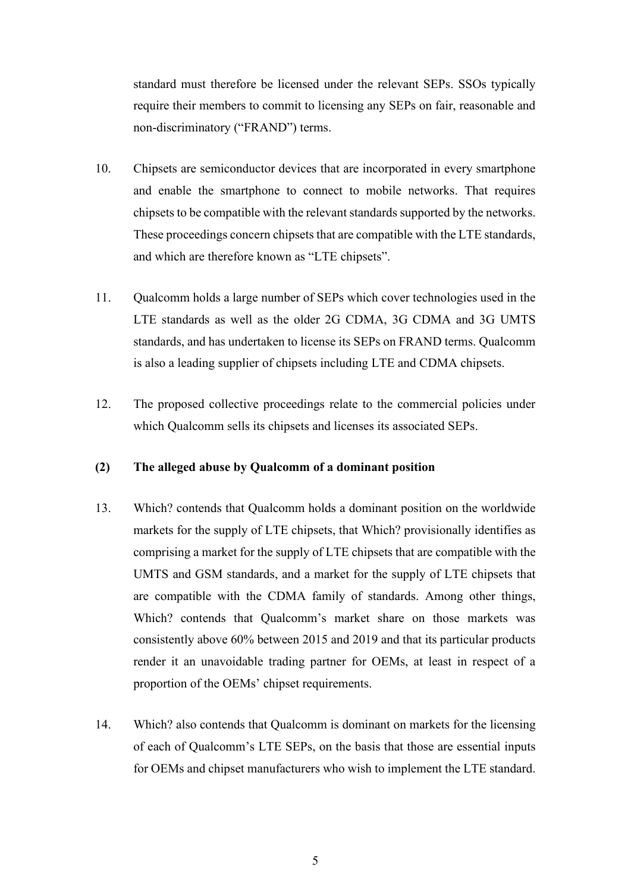standard must therefore be licensed under the relevant SEPs. SSOs typically require their members to commit to licensing any SEPs on fair, reasonable and non-discriminatory ("FRAND") terms.

10. Chipsets are semiconductor devices that are incorporated in every smartphone and enable the smartphone to connect to mobile networks. That requires chipsets to be compatible with the relevant standards supported by the networks. These proceedings concern chipsets that are compatible with the LTE standards, and which are therefore known as "LTE chipsets".

11. Qualcomm holds a large number of SEPs which cover technologies used in the LTE standards as well as the older 2G CDMA, 3G CDMA and 3G UMTS standards, and has undertaken to license its SEPs on FRAND terms. Qualcomm is also a leading supplier of chipsets including LTE and CDMA chipsets.

12. The proposed collective proceedings relate to the commercial policies under which Qualcomm sells its chipsets and licenses its associated SEPs.

**(2) The alleged abuse by Qualcomm of a dominant position**

13. Which? contends that Qualcomm holds a dominant position on the worldwide markets for the supply of LTE chipsets, that Which? provisionally identifies as comprising a market for the supply of LTE chipsets that are compatible with the UMTS and GSM standards, and a market for the supply of LTE chipsets that are compatible with the CDMA family of standards. Among other things, Which? contends that Qualcomm's market share on those markets was consistently above 60% between 2015 and 2019 and that its particular products render it an unavoidable trading partner for OEMs, at least in respect of a proportion of the OEMs' chipset requirements.

14. Which? also contends that Qualcomm is dominant on markets for the licensing of each of Qualcomm's LTE SEPs, on the basis that those are essential inputs for OEMs and chipset manufacturers who wish to implement the LTE standard.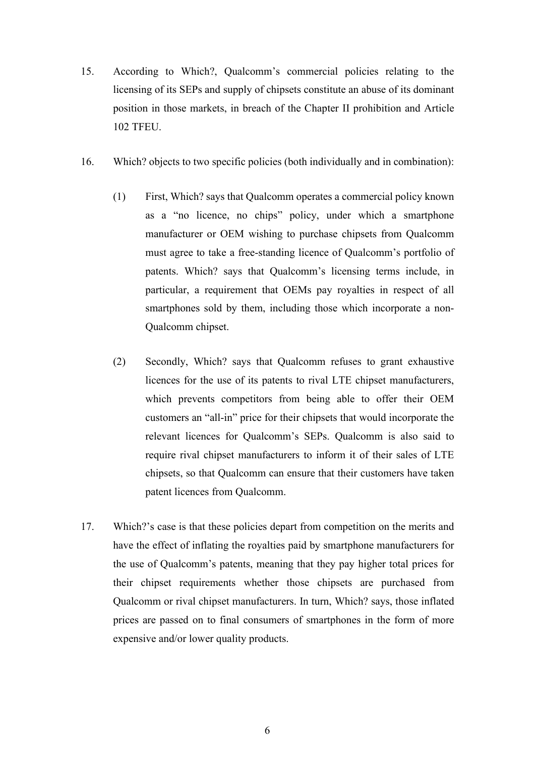15. According to Which?, Qualcomm's commercial policies relating to the licensing of its SEPs and supply of chipsets constitute an abuse of its dominant position in those markets, in breach of the Chapter II prohibition and Article 102 TFEU.

16. Which? objects to two specific policies (both individually and in combination):

    (1) First, Which? says that Qualcomm operates a commercial policy known as a "no licence, no chips" policy, under which a smartphone manufacturer or OEM wishing to purchase chipsets from Qualcomm must agree to take a free-standing licence of Qualcomm's portfolio of patents. Which? says that Qualcomm's licensing terms include, in particular, a requirement that OEMs pay royalties in respect of all smartphones sold by them, including those which incorporate a non-Qualcomm chipset.

    (2) Secondly, Which? says that Qualcomm refuses to grant exhaustive licences for the use of its patents to rival LTE chipset manufacturers, which prevents competitors from being able to offer their OEM customers an "all-in" price for their chipsets that would incorporate the relevant licences for Qualcomm's SEPs. Qualcomm is also said to require rival chipset manufacturers to inform it of their sales of LTE chipsets, so that Qualcomm can ensure that their customers have taken patent licences from Qualcomm.

17. Which?'s case is that these policies depart from competition on the merits and have the effect of inflating the royalties paid by smartphone manufacturers for the use of Qualcomm's patents, meaning that they pay higher total prices for their chipset requirements whether those chipsets are purchased from Qualcomm or rival chipset manufacturers. In turn, Which? says, those inflated prices are passed on to final consumers of smartphones in the form of more expensive and/or lower quality products.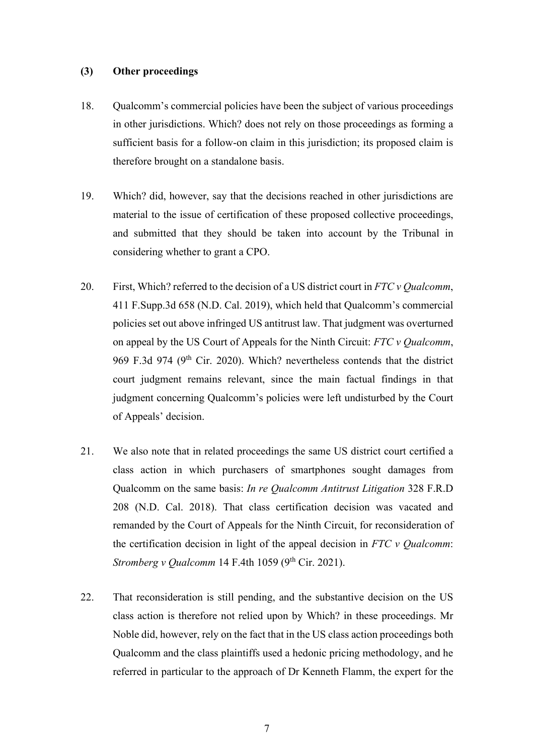### (3) Other proceedings

18. Qualcomm's commercial policies have been the subject of various proceedings in other jurisdictions. Which? does not rely on those proceedings as forming a sufficient basis for a follow-on claim in this jurisdiction; its proposed claim is therefore brought on a standalone basis.

19. Which? did, however, say that the decisions reached in other jurisdictions are material to the issue of certification of these proposed collective proceedings, and submitted that they should be taken into account by the Tribunal in considering whether to grant a CPO.

20. First, Which? referred to the decision of a US district court in *FTC v Qualcomm*, 411 F.Supp.3d 658 (N.D. Cal. 2019), which held that Qualcomm's commercial policies set out above infringed US antitrust law. That judgment was overturned on appeal by the US Court of Appeals for the Ninth Circuit: *FTC v Qualcomm*, 969 F.3d 974 (9th Cir. 2020). Which? nevertheless contends that the district court judgment remains relevant, since the main factual findings in that judgment concerning Qualcomm's policies were left undisturbed by the Court of Appeals' decision.

21. We also note that in related proceedings the same US district court certified a class action in which purchasers of smartphones sought damages from Qualcomm on the same basis: *In re Qualcomm Antitrust Litigation* 328 F.R.D 208 (N.D. Cal. 2018). That class certification decision was vacated and remanded by the Court of Appeals for the Ninth Circuit, for reconsideration of the certification decision in light of the appeal decision in *FTC v Qualcomm*: *Stromberg v Qualcomm* 14 F.4th 1059 (9th Cir. 2021).

22. That reconsideration is still pending, and the substantive decision on the US class action is therefore not relied upon by Which? in these proceedings. Mr Noble did, however, rely on the fact that in the US class action proceedings both Qualcomm and the class plaintiffs used a hedonic pricing methodology, and he referred in particular to the approach of Dr Kenneth Flamm, the expert for the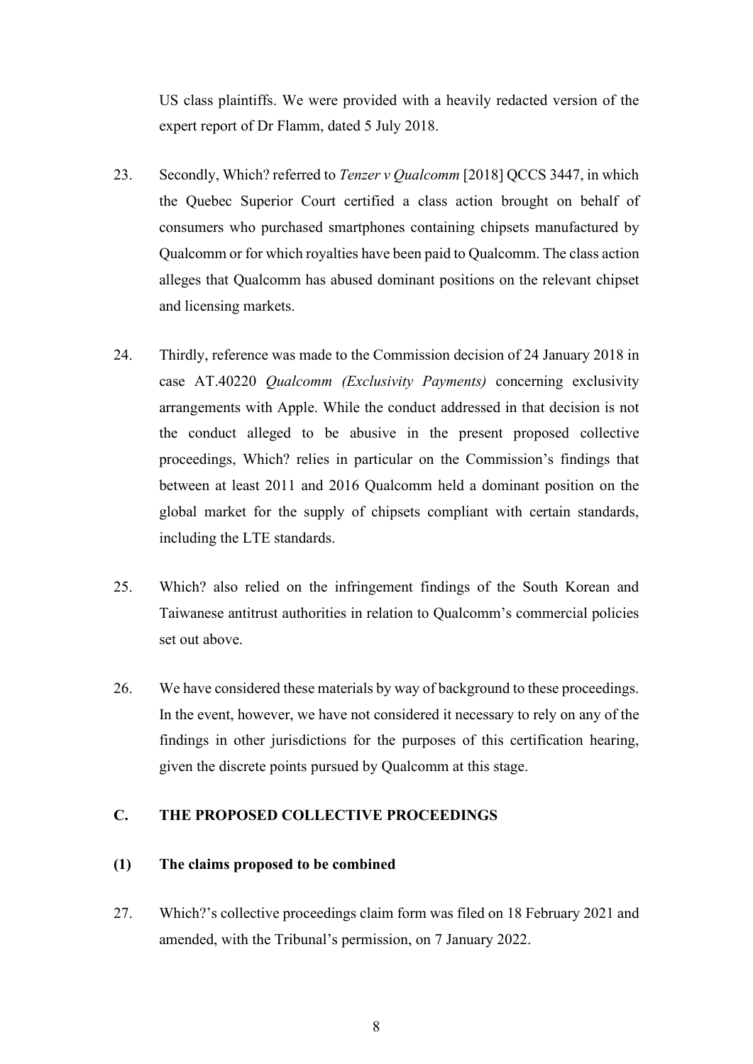US class plaintiffs. We were provided with a heavily redacted version of the expert report of Dr Flamm, dated 5 July 2018.

23. Secondly, Which? referred to *Tenzer v Qualcomm* [2018] QCCS 3447, in which the Quebec Superior Court certified a class action brought on behalf of consumers who purchased smartphones containing chipsets manufactured by Qualcomm or for which royalties have been paid to Qualcomm. The class action alleges that Qualcomm has abused dominant positions on the relevant chipset and licensing markets.

24. Thirdly, reference was made to the Commission decision of 24 January 2018 in case AT.40220 *Qualcomm (Exclusivity Payments)* concerning exclusivity arrangements with Apple. While the conduct addressed in that decision is not the conduct alleged to be abusive in the present proposed collective proceedings, Which? relies in particular on the Commission's findings that between at least 2011 and 2016 Qualcomm held a dominant position on the global market for the supply of chipsets compliant with certain standards, including the LTE standards.

25. Which? also relied on the infringement findings of the South Korean and Taiwanese antitrust authorities in relation to Qualcomm's commercial policies set out above.

26. We have considered these materials by way of background to these proceedings. In the event, however, we have not considered it necessary to rely on any of the findings in other jurisdictions for the purposes of this certification hearing, given the discrete points pursued by Qualcomm at this stage.

## C. THE PROPOSED COLLECTIVE PROCEEDINGS

### (1) The claims proposed to be combined

27. Which?'s collective proceedings claim form was filed on 18 February 2021 and amended, with the Tribunal's permission, on 7 January 2022.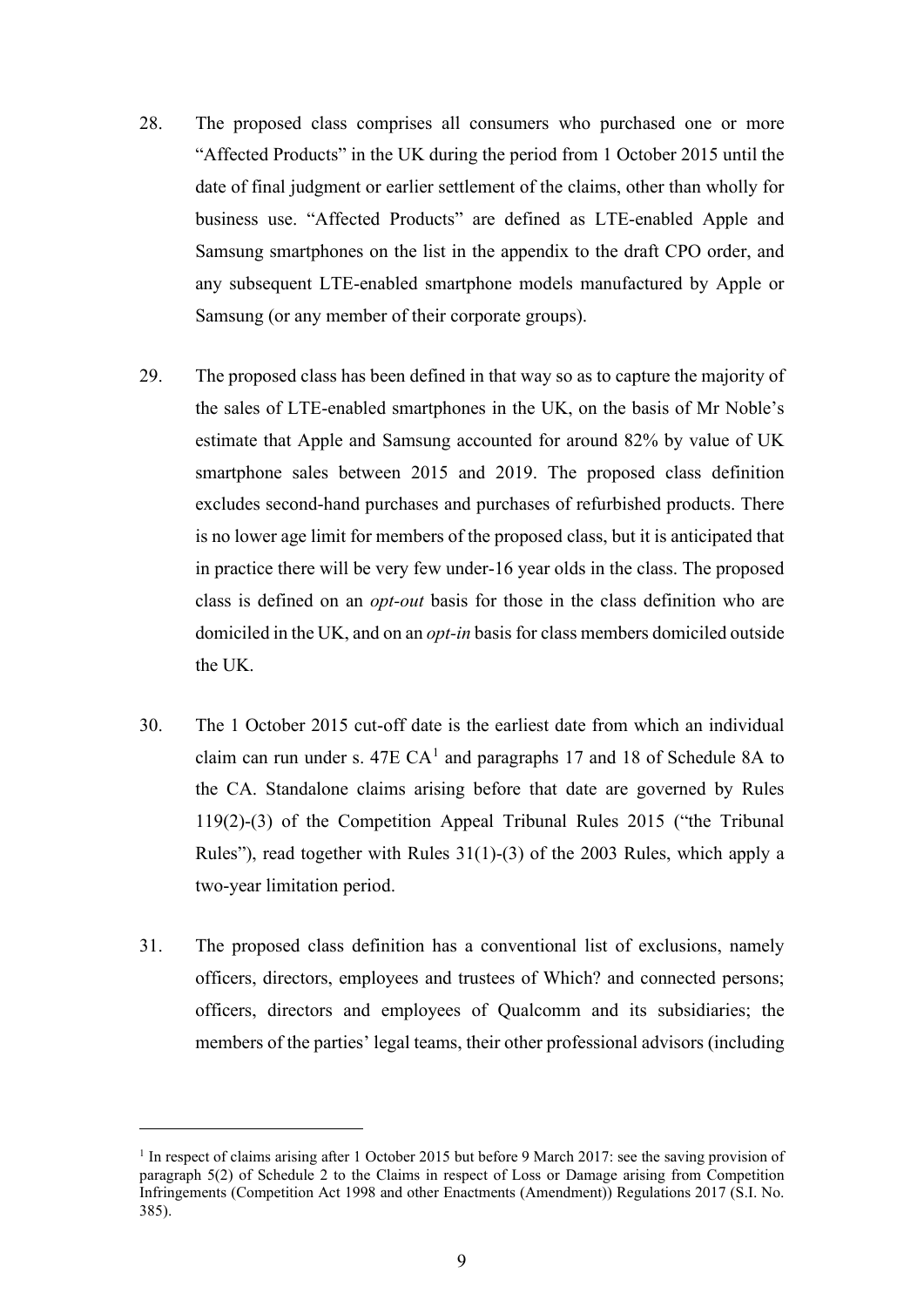28. The proposed class comprises all consumers who purchased one or more "Affected Products" in the UK during the period from 1 October 2015 until the date of final judgment or earlier settlement of the claims, other than wholly for business use. "Affected Products" are defined as LTE-enabled Apple and Samsung smartphones on the list in the appendix to the draft CPO order, and any subsequent LTE-enabled smartphone models manufactured by Apple or Samsung (or any member of their corporate groups).

29. The proposed class has been defined in that way so as to capture the majority of the sales of LTE-enabled smartphones in the UK, on the basis of Mr Noble's estimate that Apple and Samsung accounted for around 82% by value of UK smartphone sales between 2015 and 2019. The proposed class definition excludes second-hand purchases and purchases of refurbished products. There is no lower age limit for members of the proposed class, but it is anticipated that in practice there will be very few under-16 year olds in the class. The proposed class is defined on an *opt-out* basis for those in the class definition who are domiciled in the UK, and on an *opt-in* basis for class members domiciled outside the UK.

30. The 1 October 2015 cut-off date is the earliest date from which an individual claim can run under s. 47E CA[1] and paragraphs 17 and 18 of Schedule 8A to the CA. Standalone claims arising before that date are governed by Rules 119(2)-(3) of the Competition Appeal Tribunal Rules 2015 ("the Tribunal Rules"), read together with Rules 31(1)-(3) of the 2003 Rules, which apply a two-year limitation period.

31. The proposed class definition has a conventional list of exclusions, namely officers, directors, employees and trustees of Which? and connected persons; officers, directors and employees of Qualcomm and its subsidiaries; the members of the parties' legal teams, their other professional advisors (including

---

[1] In respect of claims arising after 1 October 2015 but before 9 March 2017: see the saving provision of paragraph 5(2) of Schedule 2 to the Claims in respect of Loss or Damage arising from Competition Infringements (Competition Act 1998 and other Enactments (Amendment)) Regulations 2017 (S.I. No. 385).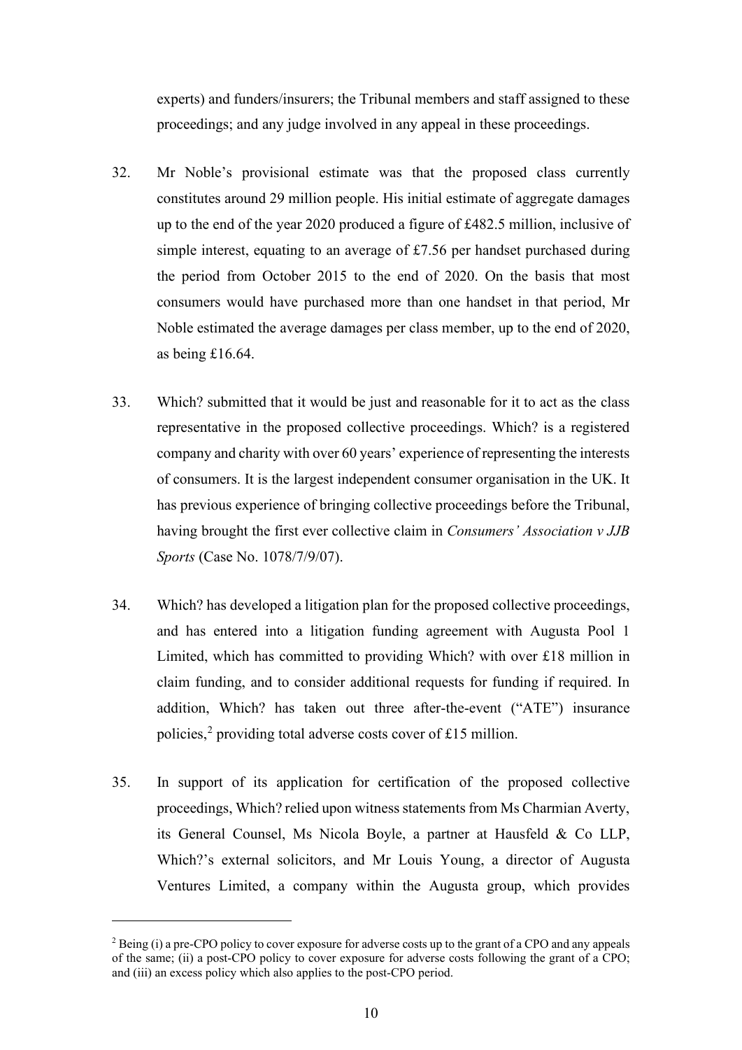experts) and funders/insurers; the Tribunal members and staff assigned to these proceedings; and any judge involved in any appeal in these proceedings.

32. Mr Noble's provisional estimate was that the proposed class currently constitutes around 29 million people. His initial estimate of aggregate damages up to the end of the year 2020 produced a figure of £482.5 million, inclusive of simple interest, equating to an average of £7.56 per handset purchased during the period from October 2015 to the end of 2020. On the basis that most consumers would have purchased more than one handset in that period, Mr Noble estimated the average damages per class member, up to the end of 2020, as being £16.64.

33. Which? submitted that it would be just and reasonable for it to act as the class representative in the proposed collective proceedings. Which? is a registered company and charity with over 60 years' experience of representing the interests of consumers. It is the largest independent consumer organisation in the UK. It has previous experience of bringing collective proceedings before the Tribunal, having brought the first ever collective claim in *Consumers' Association v JJB Sports* (Case No. 1078/7/9/07).

34. Which? has developed a litigation plan for the proposed collective proceedings, and has entered into a litigation funding agreement with Augusta Pool 1 Limited, which has committed to providing Which? with over £18 million in claim funding, and to consider additional requests for funding if required. In addition, Which? has taken out three after-the-event ("ATE") insurance policies,[2] providing total adverse costs cover of £15 million.

35. In support of its application for certification of the proposed collective proceedings, Which? relied upon witness statements from Ms Charmian Averty, its General Counsel, Ms Nicola Boyle, a partner at Hausfeld & Co LLP, Which?'s external solicitors, and Mr Louis Young, a director of Augusta Ventures Limited, a company within the Augusta group, which provides

---

[2] Being (i) a pre-CPO policy to cover exposure for adverse costs up to the grant of a CPO and any appeals of the same; (ii) a post-CPO policy to cover exposure for adverse costs following the grant of a CPO; and (iii) an excess policy which also applies to the post-CPO period.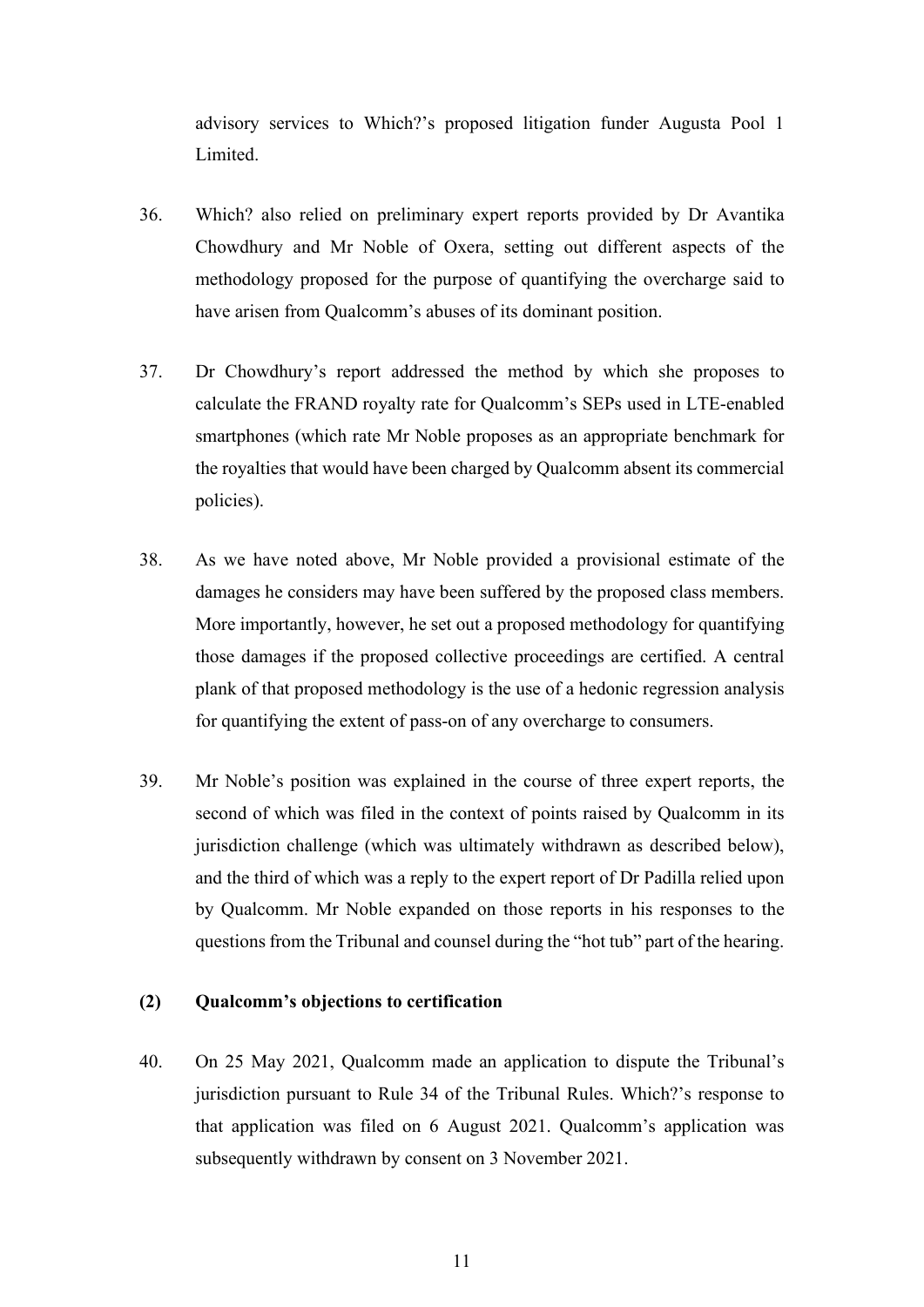advisory services to Which?'s proposed litigation funder Augusta Pool 1 Limited.

36. Which? also relied on preliminary expert reports provided by Dr Avantika Chowdhury and Mr Noble of Oxera, setting out different aspects of the methodology proposed for the purpose of quantifying the overcharge said to have arisen from Qualcomm's abuses of its dominant position.

37. Dr Chowdhury's report addressed the method by which she proposes to calculate the FRAND royalty rate for Qualcomm's SEPs used in LTE-enabled smartphones (which rate Mr Noble proposes as an appropriate benchmark for the royalties that would have been charged by Qualcomm absent its commercial policies).

38. As we have noted above, Mr Noble provided a provisional estimate of the damages he considers may have been suffered by the proposed class members. More importantly, however, he set out a proposed methodology for quantifying those damages if the proposed collective proceedings are certified. A central plank of that proposed methodology is the use of a hedonic regression analysis for quantifying the extent of pass-on of any overcharge to consumers.

39. Mr Noble's position was explained in the course of three expert reports, the second of which was filed in the context of points raised by Qualcomm in its jurisdiction challenge (which was ultimately withdrawn as described below), and the third of which was a reply to the expert report of Dr Padilla relied upon by Qualcomm. Mr Noble expanded on those reports in his responses to the questions from the Tribunal and counsel during the "hot tub" part of the hearing.

### (2) Qualcomm's objections to certification

40. On 25 May 2021, Qualcomm made an application to dispute the Tribunal's jurisdiction pursuant to Rule 34 of the Tribunal Rules. Which?'s response to that application was filed on 6 August 2021. Qualcomm's application was subsequently withdrawn by consent on 3 November 2021.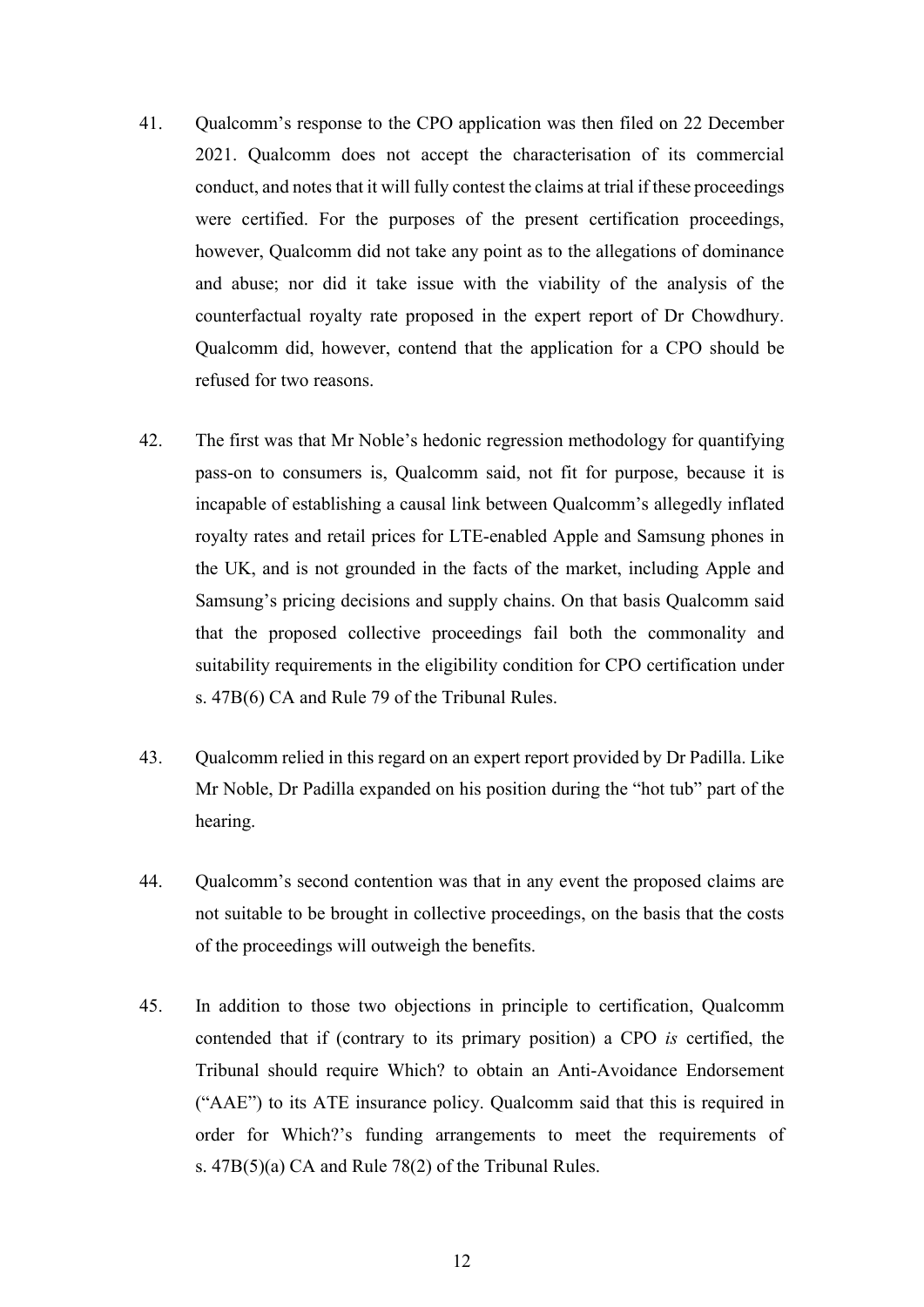41. Qualcomm's response to the CPO application was then filed on 22 December 2021. Qualcomm does not accept the characterisation of its commercial conduct, and notes that it will fully contest the claims at trial if these proceedings were certified. For the purposes of the present certification proceedings, however, Qualcomm did not take any point as to the allegations of dominance and abuse; nor did it take issue with the viability of the analysis of the counterfactual royalty rate proposed in the expert report of Dr Chowdhury. Qualcomm did, however, contend that the application for a CPO should be refused for two reasons.

42. The first was that Mr Noble's hedonic regression methodology for quantifying pass-on to consumers is, Qualcomm said, not fit for purpose, because it is incapable of establishing a causal link between Qualcomm's allegedly inflated royalty rates and retail prices for LTE-enabled Apple and Samsung phones in the UK, and is not grounded in the facts of the market, including Apple and Samsung's pricing decisions and supply chains. On that basis Qualcomm said that the proposed collective proceedings fail both the commonality and suitability requirements in the eligibility condition for CPO certification under s. 47B(6) CA and Rule 79 of the Tribunal Rules.

43. Qualcomm relied in this regard on an expert report provided by Dr Padilla. Like Mr Noble, Dr Padilla expanded on his position during the "hot tub" part of the hearing.

44. Qualcomm's second contention was that in any event the proposed claims are not suitable to be brought in collective proceedings, on the basis that the costs of the proceedings will outweigh the benefits.

45. In addition to those two objections in principle to certification, Qualcomm contended that if (contrary to its primary position) a CPO *is* certified, the Tribunal should require Which? to obtain an Anti-Avoidance Endorsement ("AAE") to its ATE insurance policy. Qualcomm said that this is required in order for Which?'s funding arrangements to meet the requirements of s. 47B(5)(a) CA and Rule 78(2) of the Tribunal Rules.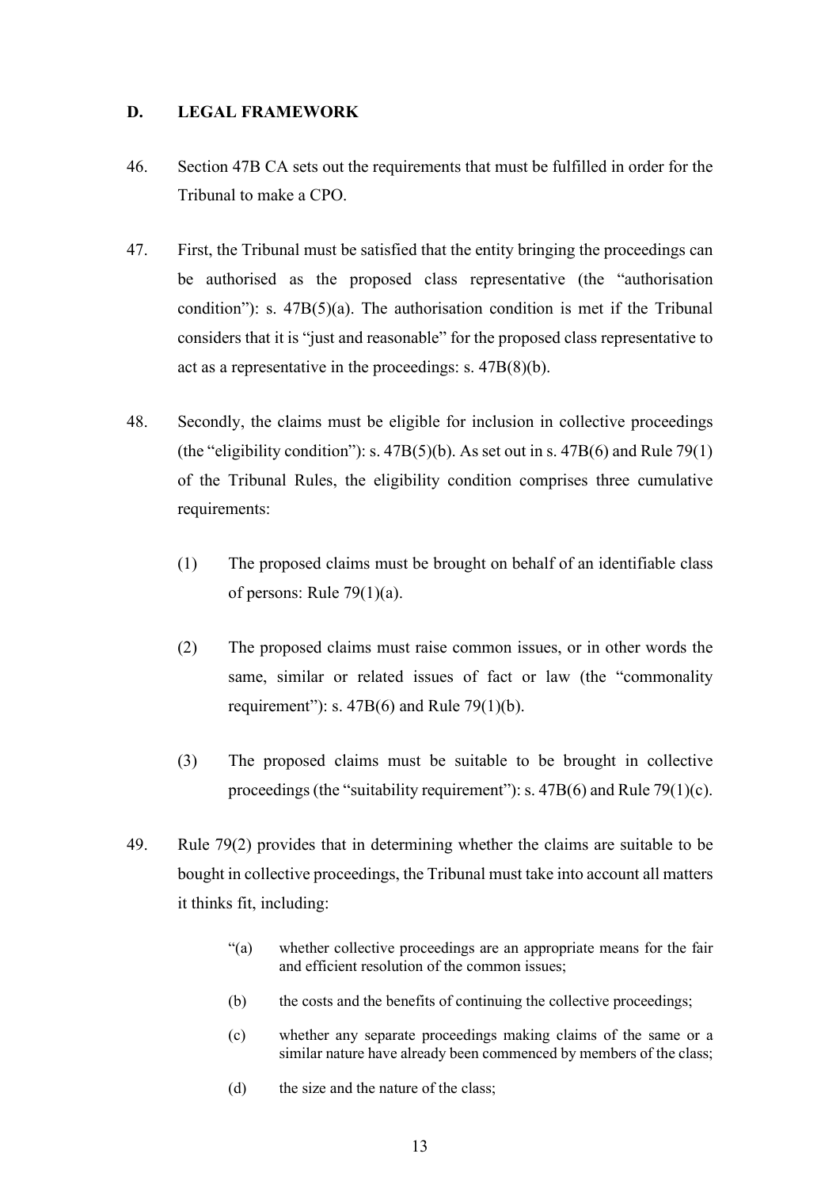## D. LEGAL FRAMEWORK

46. Section 47B CA sets out the requirements that must be fulfilled in order for the Tribunal to make a CPO.

47. First, the Tribunal must be satisfied that the entity bringing the proceedings can be authorised as the proposed class representative (the "authorisation condition"): s. 47B(5)(a). The authorisation condition is met if the Tribunal considers that it is "just and reasonable" for the proposed class representative to act as a representative in the proceedings: s. 47B(8)(b).

48. Secondly, the claims must be eligible for inclusion in collective proceedings (the "eligibility condition"): s. 47B(5)(b). As set out in s. 47B(6) and Rule 79(1) of the Tribunal Rules, the eligibility condition comprises three cumulative requirements:

    (1) The proposed claims must be brought on behalf of an identifiable class of persons: Rule 79(1)(a).

    (2) The proposed claims must raise common issues, or in other words the same, similar or related issues of fact or law (the "commonality requirement"): s. 47B(6) and Rule 79(1)(b).

    (3) The proposed claims must be suitable to be brought in collective proceedings (the "suitability requirement"): s. 47B(6) and Rule 79(1)(c).

49. Rule 79(2) provides that in determining whether the claims are suitable to be bought in collective proceedings, the Tribunal must take into account all matters it thinks fit, including:

    > "(a) whether collective proceedings are an appropriate means for the fair and efficient resolution of the common issues;
    >
    > (b) the costs and the benefits of continuing the collective proceedings;
    >
    > (c) whether any separate proceedings making claims of the same or a similar nature have already been commenced by members of the class;
    >
    > (d) the size and the nature of the class;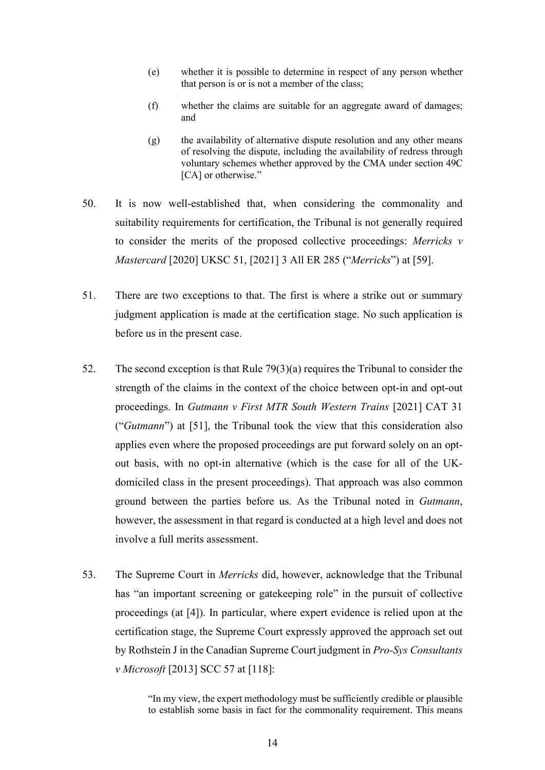> (e) whether it is possible to determine in respect of any person whether that person is or is not a member of the class;
>
> (f) whether the claims are suitable for an aggregate award of damages; and
>
> (g) the availability of alternative dispute resolution and any other means of resolving the dispute, including the availability of redress through voluntary schemes whether approved by the CMA under section 49C [CA] or otherwise."

50. It is now well-established that, when considering the commonality and suitability requirements for certification, the Tribunal is not generally required to consider the merits of the proposed collective proceedings: *Merricks v Mastercard* [2020] UKSC 51, [2021] 3 All ER 285 ("*Merricks*") at [59].

51. There are two exceptions to that. The first is where a strike out or summary judgment application is made at the certification stage. No such application is before us in the present case.

52. The second exception is that Rule 79(3)(a) requires the Tribunal to consider the strength of the claims in the context of the choice between opt-in and opt-out proceedings. In *Gutmann v First MTR South Western Trains* [2021] CAT 31 ("*Gutmann*") at [51], the Tribunal took the view that this consideration also applies even where the proposed proceedings are put forward solely on an opt-out basis, with no opt-in alternative (which is the case for all of the UK-domiciled class in the present proceedings). That approach was also common ground between the parties before us. As the Tribunal noted in *Gutmann*, however, the assessment in that regard is conducted at a high level and does not involve a full merits assessment.

53. The Supreme Court in *Merricks* did, however, acknowledge that the Tribunal has "an important screening or gatekeeping role" in the pursuit of collective proceedings (at [4]). In particular, where expert evidence is relied upon at the certification stage, the Supreme Court expressly approved the approach set out by Rothstein J in the Canadian Supreme Court judgment in *Pro-Sys Consultants v Microsoft* [2013] SCC 57 at [118]:

> "In my view, the expert methodology must be sufficiently credible or plausible to establish some basis in fact for the commonality requirement. This means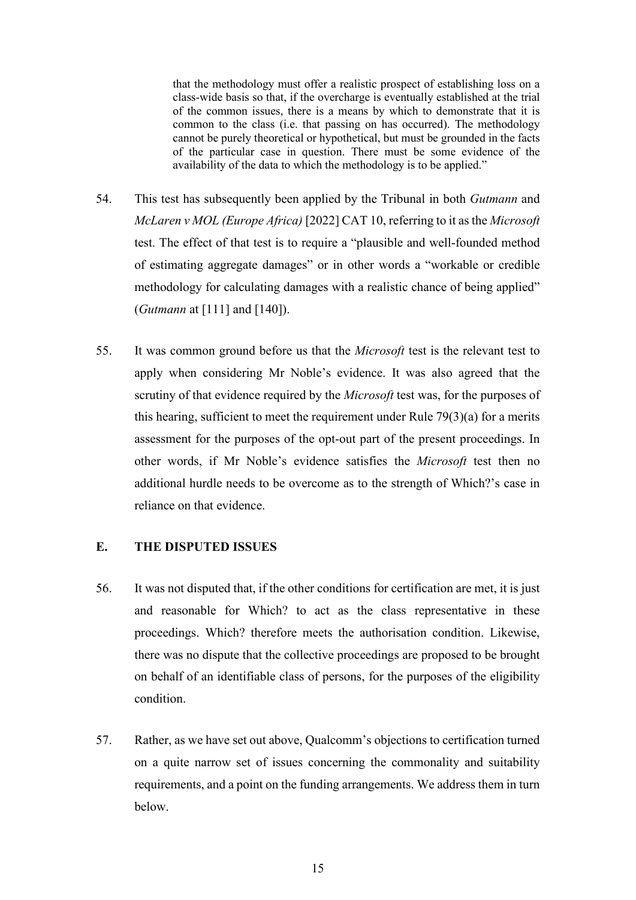> that the methodology must offer a realistic prospect of establishing loss on a class-wide basis so that, if the overcharge is eventually established at the trial of the common issues, there is a means by which to demonstrate that it is common to the class (i.e. that passing on has occurred). The methodology cannot be purely theoretical or hypothetical, but must be grounded in the facts of the particular case in question. There must be some evidence of the availability of the data to which the methodology is to be applied."

54. This test has subsequently been applied by the Tribunal in both *Gutmann* and *McLaren v MOL (Europe Africa)* [2022] CAT 10, referring to it as the *Microsoft* test. The effect of that test is to require a "plausible and well-founded method of estimating aggregate damages" or in other words a "workable or credible methodology for calculating damages with a realistic chance of being applied" (*Gutmann* at [111] and [140]).

55. It was common ground before us that the *Microsoft* test is the relevant test to apply when considering Mr Noble's evidence. It was also agreed that the scrutiny of that evidence required by the *Microsoft* test was, for the purposes of this hearing, sufficient to meet the requirement under Rule 79(3)(a) for a merits assessment for the purposes of the opt-out part of the present proceedings. In other words, if Mr Noble's evidence satisfies the *Microsoft* test then no additional hurdle needs to be overcome as to the strength of Which?'s case in reliance on that evidence.

## E. THE DISPUTED ISSUES

56. It was not disputed that, if the other conditions for certification are met, it is just and reasonable for Which? to act as the class representative in these proceedings. Which? therefore meets the authorisation condition. Likewise, there was no dispute that the collective proceedings are proposed to be brought on behalf of an identifiable class of persons, for the purposes of the eligibility condition.

57. Rather, as we have set out above, Qualcomm's objections to certification turned on a quite narrow set of issues concerning the commonality and suitability requirements, and a point on the funding arrangements. We address them in turn below.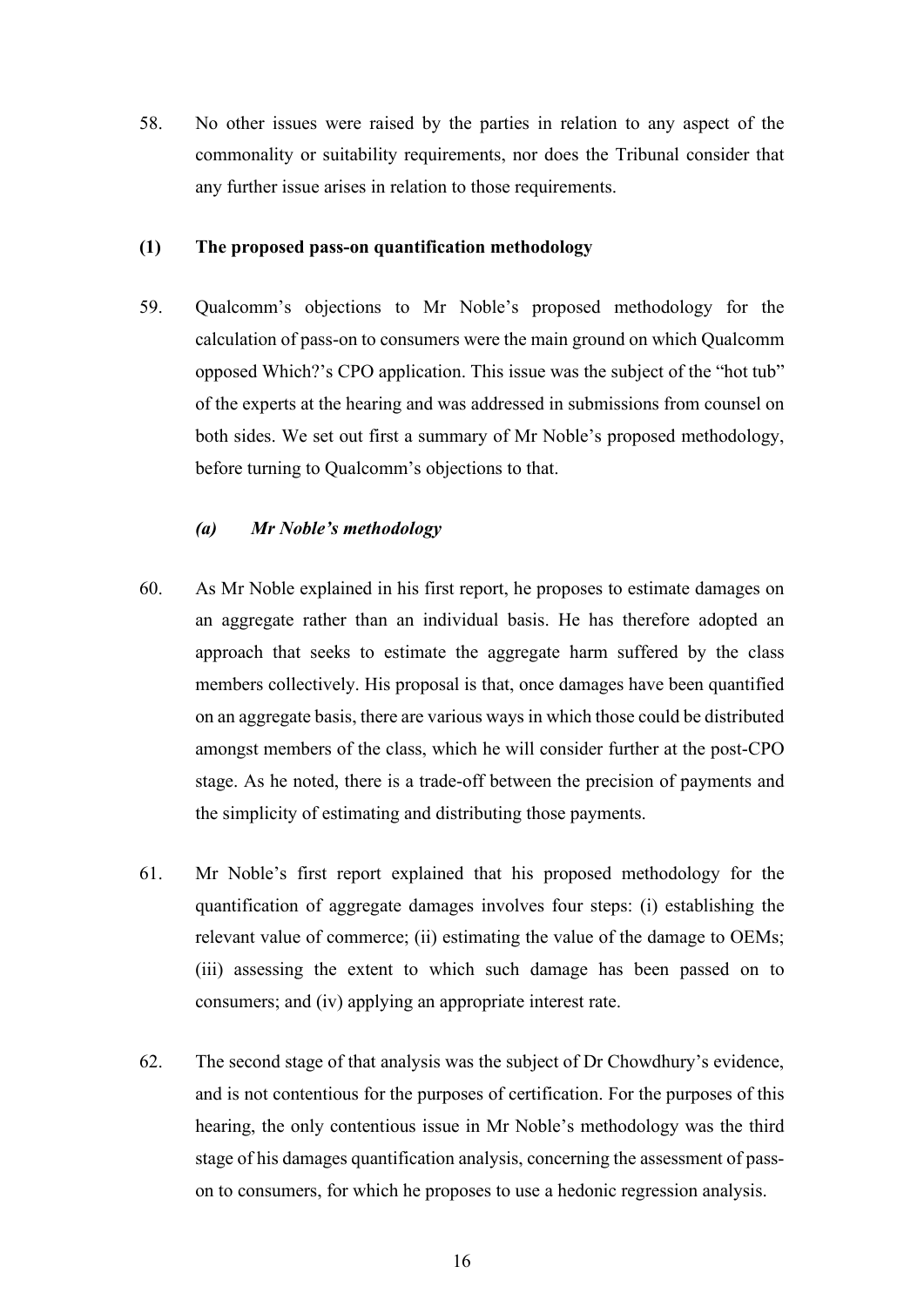58. No other issues were raised by the parties in relation to any aspect of the commonality or suitability requirements, nor does the Tribunal consider that any further issue arises in relation to those requirements.

### (1) The proposed pass-on quantification methodology

59. Qualcomm's objections to Mr Noble's proposed methodology for the calculation of pass-on to consumers were the main ground on which Qualcomm opposed Which?'s CPO application. This issue was the subject of the "hot tub" of the experts at the hearing and was addressed in submissions from counsel on both sides. We set out first a summary of Mr Noble's proposed methodology, before turning to Qualcomm's objections to that.

#### *(a) Mr Noble's methodology*

60. As Mr Noble explained in his first report, he proposes to estimate damages on an aggregate rather than an individual basis. He has therefore adopted an approach that seeks to estimate the aggregate harm suffered by the class members collectively. His proposal is that, once damages have been quantified on an aggregate basis, there are various ways in which those could be distributed amongst members of the class, which he will consider further at the post-CPO stage. As he noted, there is a trade-off between the precision of payments and the simplicity of estimating and distributing those payments.

61. Mr Noble's first report explained that his proposed methodology for the quantification of aggregate damages involves four steps: (i) establishing the relevant value of commerce; (ii) estimating the value of the damage to OEMs; (iii) assessing the extent to which such damage has been passed on to consumers; and (iv) applying an appropriate interest rate.

62. The second stage of that analysis was the subject of Dr Chowdhury's evidence, and is not contentious for the purposes of certification. For the purposes of this hearing, the only contentious issue in Mr Noble's methodology was the third stage of his damages quantification analysis, concerning the assessment of pass-on to consumers, for which he proposes to use a hedonic regression analysis.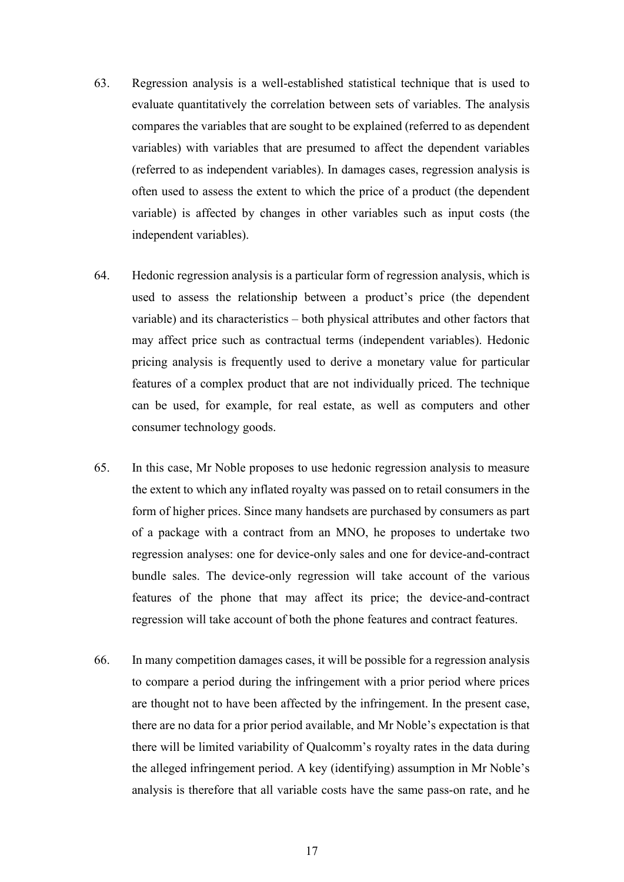63. Regression analysis is a well-established statistical technique that is used to evaluate quantitatively the correlation between sets of variables. The analysis compares the variables that are sought to be explained (referred to as dependent variables) with variables that are presumed to affect the dependent variables (referred to as independent variables). In damages cases, regression analysis is often used to assess the extent to which the price of a product (the dependent variable) is affected by changes in other variables such as input costs (the independent variables).

64. Hedonic regression analysis is a particular form of regression analysis, which is used to assess the relationship between a product's price (the dependent variable) and its characteristics – both physical attributes and other factors that may affect price such as contractual terms (independent variables). Hedonic pricing analysis is frequently used to derive a monetary value for particular features of a complex product that are not individually priced. The technique can be used, for example, for real estate, as well as computers and other consumer technology goods.

65. In this case, Mr Noble proposes to use hedonic regression analysis to measure the extent to which any inflated royalty was passed on to retail consumers in the form of higher prices. Since many handsets are purchased by consumers as part of a package with a contract from an MNO, he proposes to undertake two regression analyses: one for device-only sales and one for device-and-contract bundle sales. The device-only regression will take account of the various features of the phone that may affect its price; the device-and-contract regression will take account of both the phone features and contract features.

66. In many competition damages cases, it will be possible for a regression analysis to compare a period during the infringement with a prior period where prices are thought not to have been affected by the infringement. In the present case, there are no data for a prior period available, and Mr Noble's expectation is that there will be limited variability of Qualcomm's royalty rates in the data during the alleged infringement period. A key (identifying) assumption in Mr Noble's analysis is therefore that all variable costs have the same pass-on rate, and he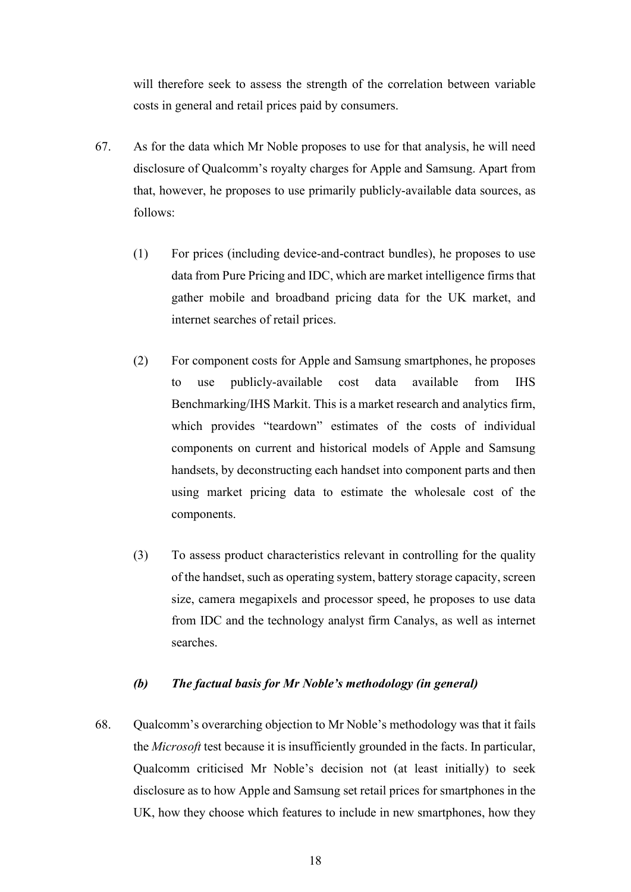will therefore seek to assess the strength of the correlation between variable costs in general and retail prices paid by consumers.

67. As for the data which Mr Noble proposes to use for that analysis, he will need disclosure of Qualcomm's royalty charges for Apple and Samsung. Apart from that, however, he proposes to use primarily publicly-available data sources, as follows:

   (1) For prices (including device-and-contract bundles), he proposes to use data from Pure Pricing and IDC, which are market intelligence firms that gather mobile and broadband pricing data for the UK market, and internet searches of retail prices.

   (2) For component costs for Apple and Samsung smartphones, he proposes to use publicly-available cost data available from IHS Benchmarking/IHS Markit. This is a market research and analytics firm, which provides "teardown" estimates of the costs of individual components on current and historical models of Apple and Samsung handsets, by deconstructing each handset into component parts and then using market pricing data to estimate the wholesale cost of the components.

   (3) To assess product characteristics relevant in controlling for the quality of the handset, such as operating system, battery storage capacity, screen size, camera megapixels and processor speed, he proposes to use data from IDC and the technology analyst firm Canalys, as well as internet searches.

### *(b) The factual basis for Mr Noble's methodology (in general)*

68. Qualcomm's overarching objection to Mr Noble's methodology was that it fails the *Microsoft* test because it is insufficiently grounded in the facts. In particular, Qualcomm criticised Mr Noble's decision not (at least initially) to seek disclosure as to how Apple and Samsung set retail prices for smartphones in the UK, how they choose which features to include in new smartphones, how they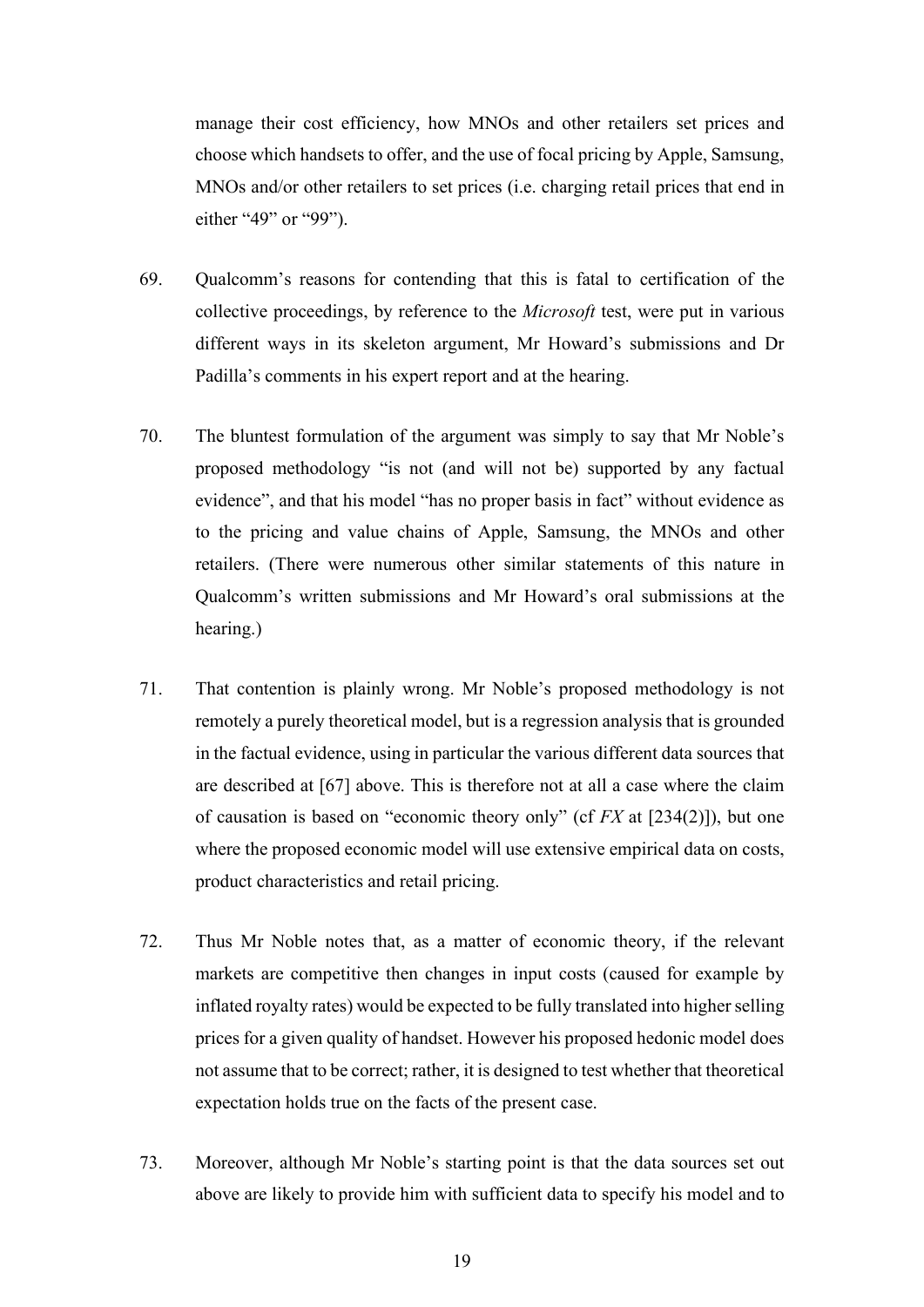manage their cost efficiency, how MNOs and other retailers set prices and choose which handsets to offer, and the use of focal pricing by Apple, Samsung, MNOs and/or other retailers to set prices (i.e. charging retail prices that end in either "49" or "99").

69. Qualcomm's reasons for contending that this is fatal to certification of the collective proceedings, by reference to the *Microsoft* test, were put in various different ways in its skeleton argument, Mr Howard's submissions and Dr Padilla's comments in his expert report and at the hearing.

70. The bluntest formulation of the argument was simply to say that Mr Noble's proposed methodology "is not (and will not be) supported by any factual evidence", and that his model "has no proper basis in fact" without evidence as to the pricing and value chains of Apple, Samsung, the MNOs and other retailers. (There were numerous other similar statements of this nature in Qualcomm's written submissions and Mr Howard's oral submissions at the hearing.)

71. That contention is plainly wrong. Mr Noble's proposed methodology is not remotely a purely theoretical model, but is a regression analysis that is grounded in the factual evidence, using in particular the various different data sources that are described at [67] above. This is therefore not at all a case where the claim of causation is based on "economic theory only" (cf *FX* at [234(2)]), but one where the proposed economic model will use extensive empirical data on costs, product characteristics and retail pricing.

72. Thus Mr Noble notes that, as a matter of economic theory, if the relevant markets are competitive then changes in input costs (caused for example by inflated royalty rates) would be expected to be fully translated into higher selling prices for a given quality of handset. However his proposed hedonic model does not assume that to be correct; rather, it is designed to test whether that theoretical expectation holds true on the facts of the present case.

73. Moreover, although Mr Noble's starting point is that the data sources set out above are likely to provide him with sufficient data to specify his model and to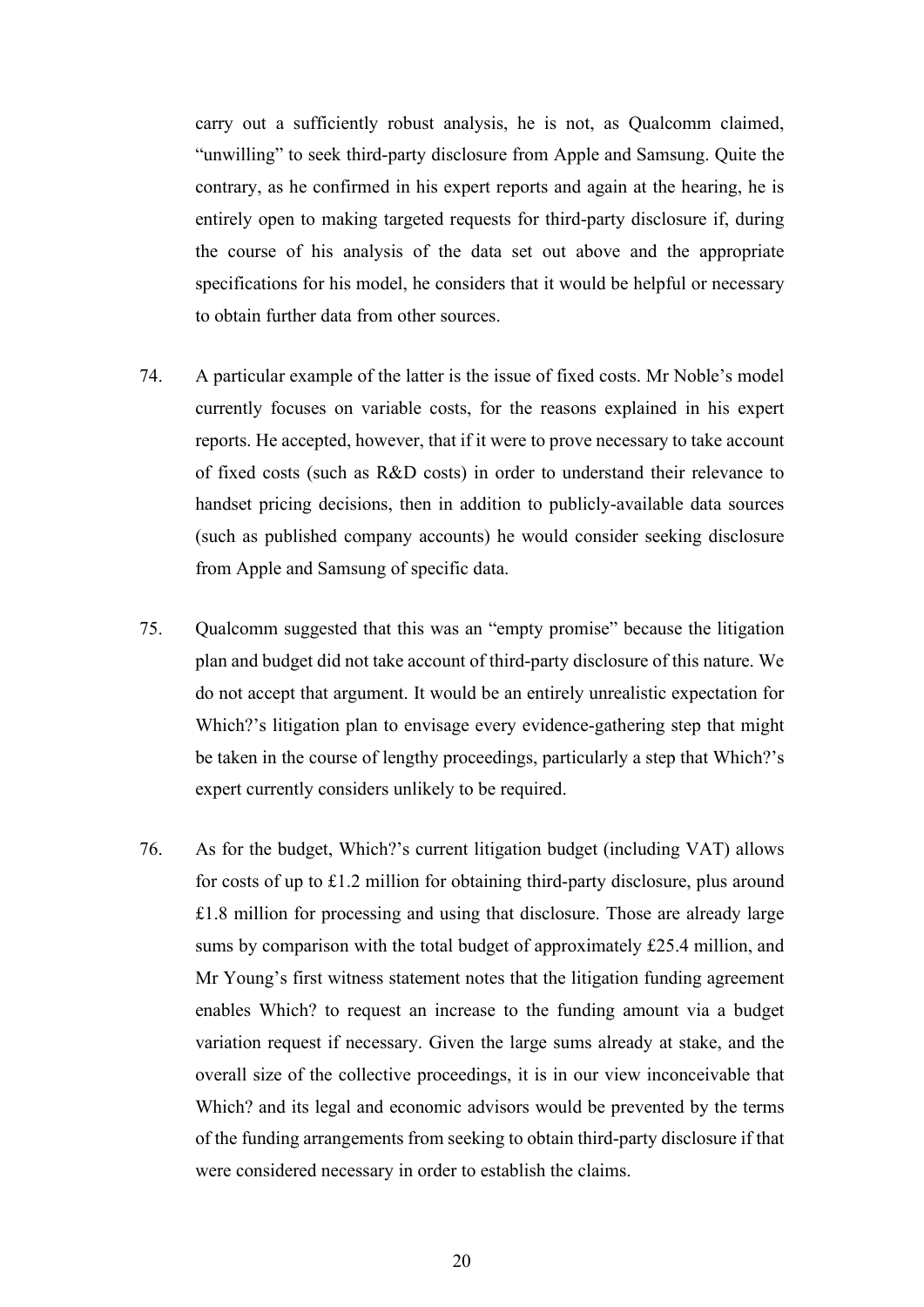carry out a sufficiently robust analysis, he is not, as Qualcomm claimed, "unwilling" to seek third-party disclosure from Apple and Samsung. Quite the contrary, as he confirmed in his expert reports and again at the hearing, he is entirely open to making targeted requests for third-party disclosure if, during the course of his analysis of the data set out above and the appropriate specifications for his model, he considers that it would be helpful or necessary to obtain further data from other sources.

74. A particular example of the latter is the issue of fixed costs. Mr Noble's model currently focuses on variable costs, for the reasons explained in his expert reports. He accepted, however, that if it were to prove necessary to take account of fixed costs (such as R&D costs) in order to understand their relevance to handset pricing decisions, then in addition to publicly-available data sources (such as published company accounts) he would consider seeking disclosure from Apple and Samsung of specific data.

75. Qualcomm suggested that this was an "empty promise" because the litigation plan and budget did not take account of third-party disclosure of this nature. We do not accept that argument. It would be an entirely unrealistic expectation for Which?'s litigation plan to envisage every evidence-gathering step that might be taken in the course of lengthy proceedings, particularly a step that Which?'s expert currently considers unlikely to be required.

76. As for the budget, Which?'s current litigation budget (including VAT) allows for costs of up to £1.2 million for obtaining third-party disclosure, plus around £1.8 million for processing and using that disclosure. Those are already large sums by comparison with the total budget of approximately £25.4 million, and Mr Young's first witness statement notes that the litigation funding agreement enables Which? to request an increase to the funding amount via a budget variation request if necessary. Given the large sums already at stake, and the overall size of the collective proceedings, it is in our view inconceivable that Which? and its legal and economic advisors would be prevented by the terms of the funding arrangements from seeking to obtain third-party disclosure if that were considered necessary in order to establish the claims.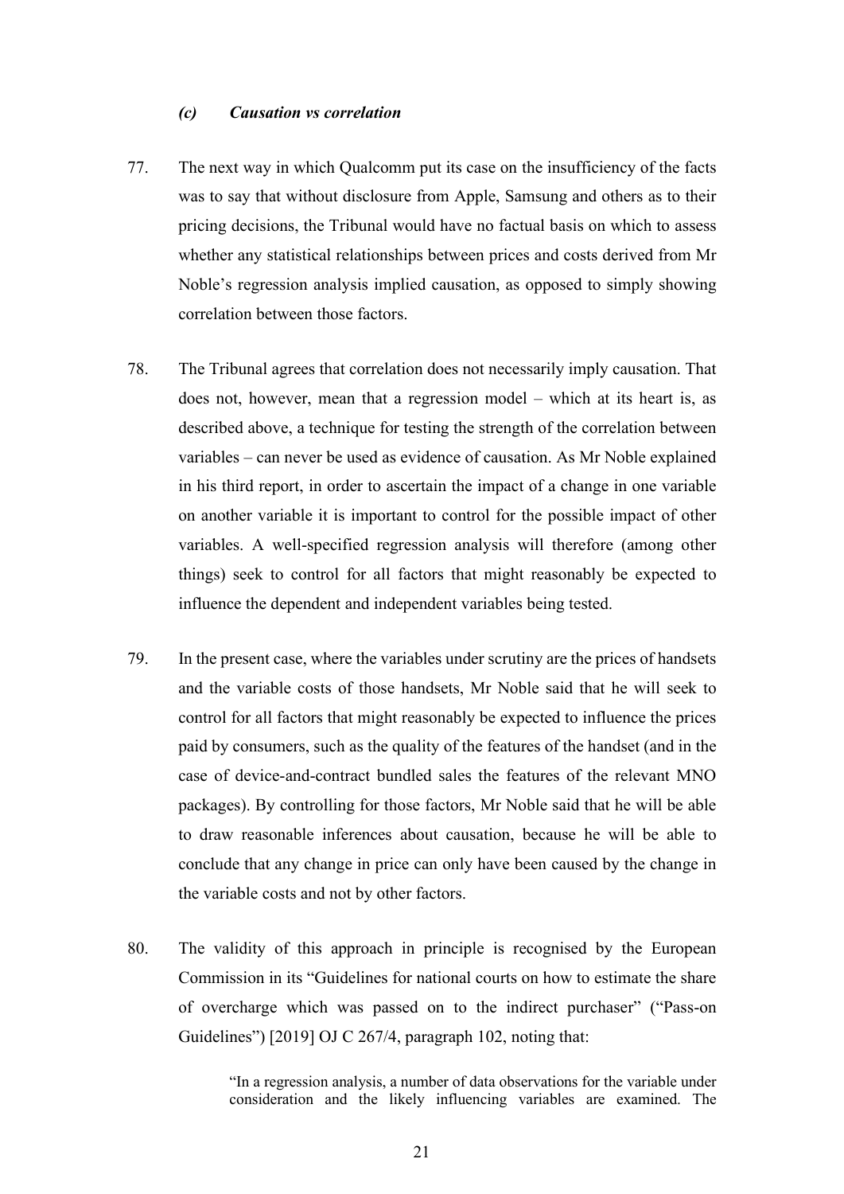### *(c) Causation vs correlation*

77. The next way in which Qualcomm put its case on the insufficiency of the facts was to say that without disclosure from Apple, Samsung and others as to their pricing decisions, the Tribunal would have no factual basis on which to assess whether any statistical relationships between prices and costs derived from Mr Noble's regression analysis implied causation, as opposed to simply showing correlation between those factors.

78. The Tribunal agrees that correlation does not necessarily imply causation. That does not, however, mean that a regression model – which at its heart is, as described above, a technique for testing the strength of the correlation between variables – can never be used as evidence of causation. As Mr Noble explained in his third report, in order to ascertain the impact of a change in one variable on another variable it is important to control for the possible impact of other variables. A well-specified regression analysis will therefore (among other things) seek to control for all factors that might reasonably be expected to influence the dependent and independent variables being tested.

79. In the present case, where the variables under scrutiny are the prices of handsets and the variable costs of those handsets, Mr Noble said that he will seek to control for all factors that might reasonably be expected to influence the prices paid by consumers, such as the quality of the features of the handset (and in the case of device-and-contract bundled sales the features of the relevant MNO packages). By controlling for those factors, Mr Noble said that he will be able to draw reasonable inferences about causation, because he will be able to conclude that any change in price can only have been caused by the change in the variable costs and not by other factors.

80. The validity of this approach in principle is recognised by the European Commission in its "Guidelines for national courts on how to estimate the share of overcharge which was passed on to the indirect purchaser" ("Pass-on Guidelines") [2019] OJ C 267/4, paragraph 102, noting that:

> "In a regression analysis, a number of data observations for the variable under consideration and the likely influencing variables are examined. The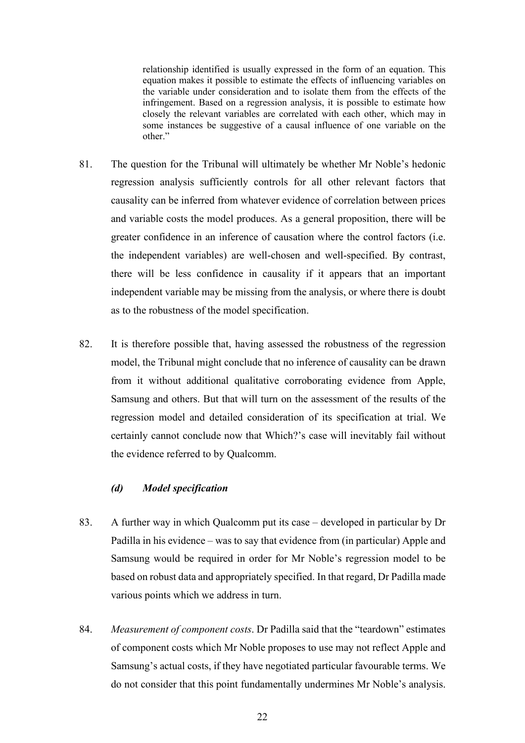> relationship identified is usually expressed in the form of an equation. This equation makes it possible to estimate the effects of influencing variables on the variable under consideration and to isolate them from the effects of the infringement. Based on a regression analysis, it is possible to estimate how closely the relevant variables are correlated with each other, which may in some instances be suggestive of a causal influence of one variable on the other."

81. The question for the Tribunal will ultimately be whether Mr Noble's hedonic regression analysis sufficiently controls for all other relevant factors that causality can be inferred from whatever evidence of correlation between prices and variable costs the model produces. As a general proposition, there will be greater confidence in an inference of causation where the control factors (i.e. the independent variables) are well-chosen and well-specified. By contrast, there will be less confidence in causality if it appears that an important independent variable may be missing from the analysis, or where there is doubt as to the robustness of the model specification.

82. It is therefore possible that, having assessed the robustness of the regression model, the Tribunal might conclude that no inference of causality can be drawn from it without additional qualitative corroborating evidence from Apple, Samsung and others. But that will turn on the assessment of the results of the regression model and detailed consideration of its specification at trial. We certainly cannot conclude now that Which?'s case will inevitably fail without the evidence referred to by Qualcomm.

### *(d) Model specification*

83. A further way in which Qualcomm put its case – developed in particular by Dr Padilla in his evidence – was to say that evidence from (in particular) Apple and Samsung would be required in order for Mr Noble's regression model to be based on robust data and appropriately specified. In that regard, Dr Padilla made various points which we address in turn.

84. *Measurement of component costs*. Dr Padilla said that the "teardown" estimates of component costs which Mr Noble proposes to use may not reflect Apple and Samsung's actual costs, if they have negotiated particular favourable terms. We do not consider that this point fundamentally undermines Mr Noble's analysis.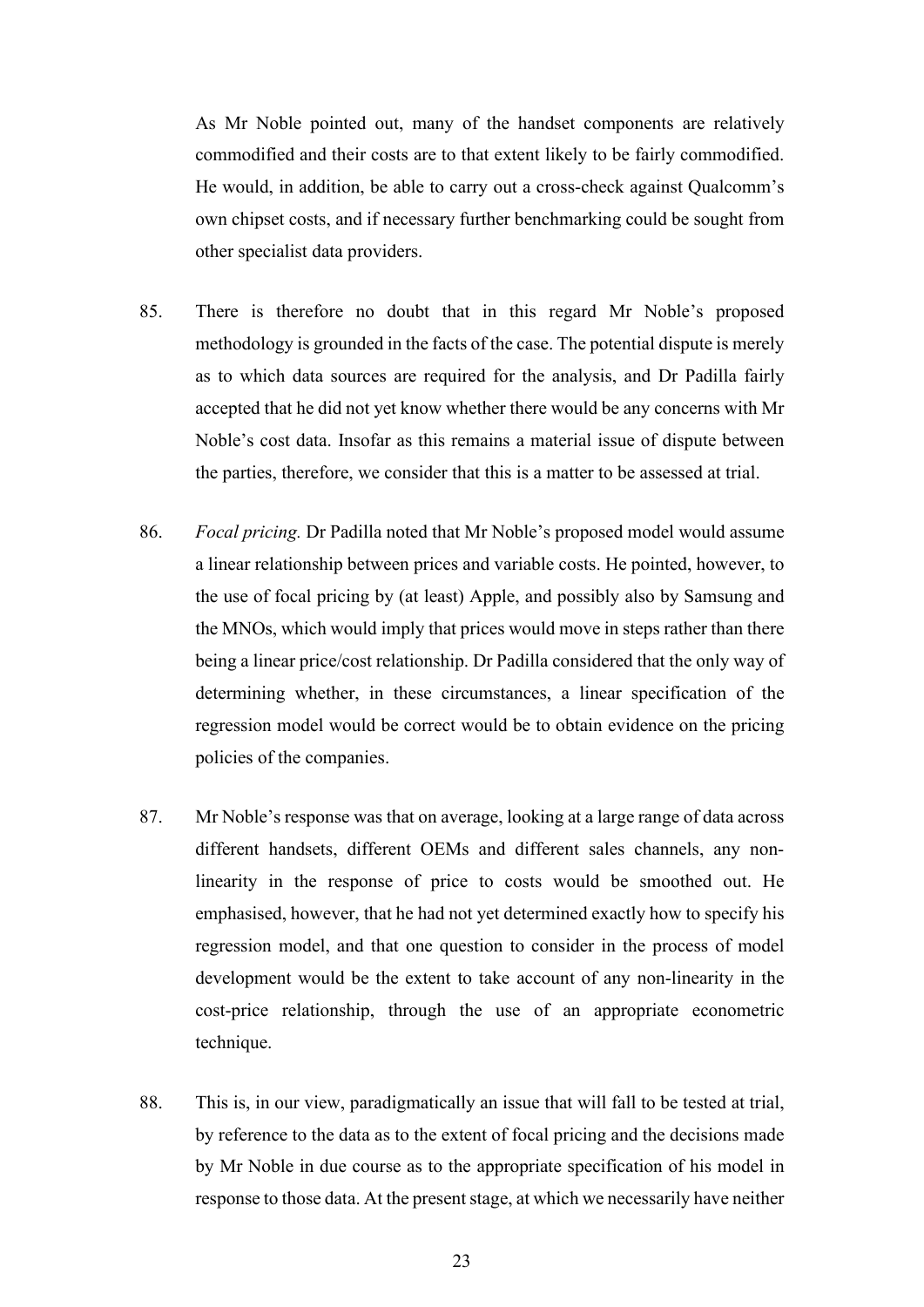As Mr Noble pointed out, many of the handset components are relatively commodified and their costs are to that extent likely to be fairly commodified. He would, in addition, be able to carry out a cross-check against Qualcomm's own chipset costs, and if necessary further benchmarking could be sought from other specialist data providers.

85. There is therefore no doubt that in this regard Mr Noble's proposed methodology is grounded in the facts of the case. The potential dispute is merely as to which data sources are required for the analysis, and Dr Padilla fairly accepted that he did not yet know whether there would be any concerns with Mr Noble's cost data. Insofar as this remains a material issue of dispute between the parties, therefore, we consider that this is a matter to be assessed at trial.

86. *Focal pricing.* Dr Padilla noted that Mr Noble's proposed model would assume a linear relationship between prices and variable costs. He pointed, however, to the use of focal pricing by (at least) Apple, and possibly also by Samsung and the MNOs, which would imply that prices would move in steps rather than there being a linear price/cost relationship. Dr Padilla considered that the only way of determining whether, in these circumstances, a linear specification of the regression model would be correct would be to obtain evidence on the pricing policies of the companies.

87. Mr Noble's response was that on average, looking at a large range of data across different handsets, different OEMs and different sales channels, any non-linearity in the response of price to costs would be smoothed out. He emphasised, however, that he had not yet determined exactly how to specify his regression model, and that one question to consider in the process of model development would be the extent to take account of any non-linearity in the cost-price relationship, through the use of an appropriate econometric technique.

88. This is, in our view, paradigmatically an issue that will fall to be tested at trial, by reference to the data as to the extent of focal pricing and the decisions made by Mr Noble in due course as to the appropriate specification of his model in response to those data. At the present stage, at which we necessarily have neither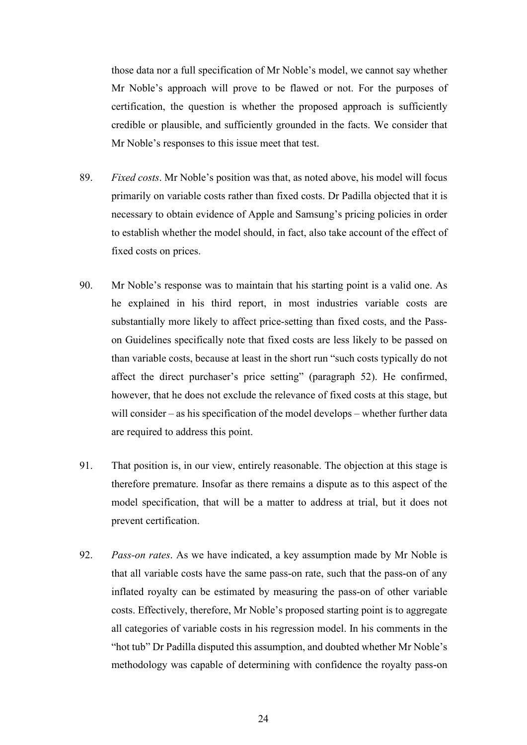those data nor a full specification of Mr Noble's model, we cannot say whether Mr Noble's approach will prove to be flawed or not. For the purposes of certification, the question is whether the proposed approach is sufficiently credible or plausible, and sufficiently grounded in the facts. We consider that Mr Noble's responses to this issue meet that test.

89. *Fixed costs*. Mr Noble's position was that, as noted above, his model will focus primarily on variable costs rather than fixed costs. Dr Padilla objected that it is necessary to obtain evidence of Apple and Samsung's pricing policies in order to establish whether the model should, in fact, also take account of the effect of fixed costs on prices.

90. Mr Noble's response was to maintain that his starting point is a valid one. As he explained in his third report, in most industries variable costs are substantially more likely to affect price-setting than fixed costs, and the Pass-on Guidelines specifically note that fixed costs are less likely to be passed on than variable costs, because at least in the short run "such costs typically do not affect the direct purchaser's price setting" (paragraph 52). He confirmed, however, that he does not exclude the relevance of fixed costs at this stage, but will consider – as his specification of the model develops – whether further data are required to address this point.

91. That position is, in our view, entirely reasonable. The objection at this stage is therefore premature. Insofar as there remains a dispute as to this aspect of the model specification, that will be a matter to address at trial, but it does not prevent certification.

92. *Pass-on rates*. As we have indicated, a key assumption made by Mr Noble is that all variable costs have the same pass-on rate, such that the pass-on of any inflated royalty can be estimated by measuring the pass-on of other variable costs. Effectively, therefore, Mr Noble's proposed starting point is to aggregate all categories of variable costs in his regression model. In his comments in the "hot tub" Dr Padilla disputed this assumption, and doubted whether Mr Noble's methodology was capable of determining with confidence the royalty pass-on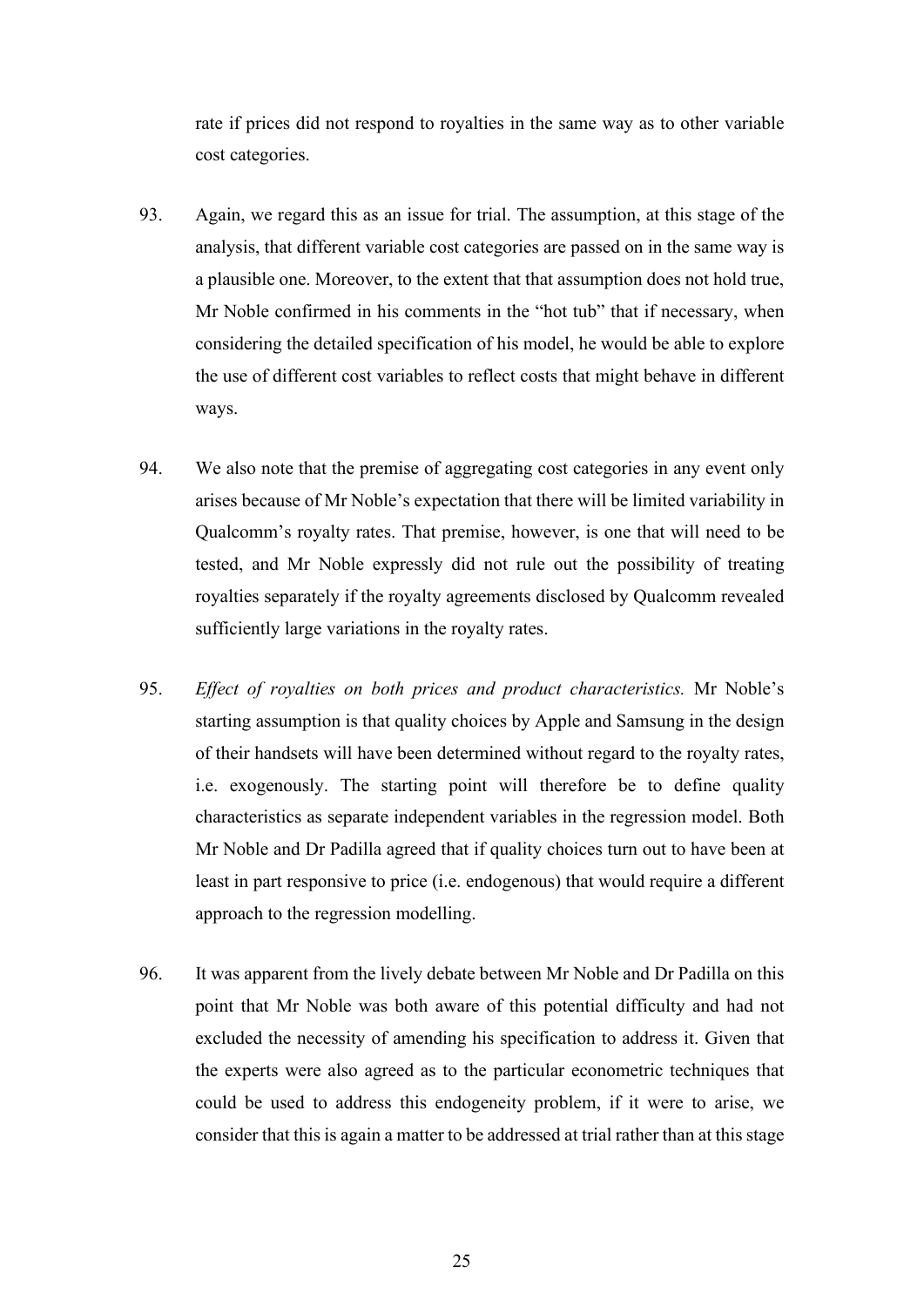rate if prices did not respond to royalties in the same way as to other variable cost categories.

93. Again, we regard this as an issue for trial. The assumption, at this stage of the analysis, that different variable cost categories are passed on in the same way is a plausible one. Moreover, to the extent that that assumption does not hold true, Mr Noble confirmed in his comments in the "hot tub" that if necessary, when considering the detailed specification of his model, he would be able to explore the use of different cost variables to reflect costs that might behave in different ways.

94. We also note that the premise of aggregating cost categories in any event only arises because of Mr Noble's expectation that there will be limited variability in Qualcomm's royalty rates. That premise, however, is one that will need to be tested, and Mr Noble expressly did not rule out the possibility of treating royalties separately if the royalty agreements disclosed by Qualcomm revealed sufficiently large variations in the royalty rates.

95. *Effect of royalties on both prices and product characteristics.* Mr Noble's starting assumption is that quality choices by Apple and Samsung in the design of their handsets will have been determined without regard to the royalty rates, i.e. exogenously. The starting point will therefore be to define quality characteristics as separate independent variables in the regression model. Both Mr Noble and Dr Padilla agreed that if quality choices turn out to have been at least in part responsive to price (i.e. endogenous) that would require a different approach to the regression modelling.

96. It was apparent from the lively debate between Mr Noble and Dr Padilla on this point that Mr Noble was both aware of this potential difficulty and had not excluded the necessity of amending his specification to address it. Given that the experts were also agreed as to the particular econometric techniques that could be used to address this endogeneity problem, if it were to arise, we consider that this is again a matter to be addressed at trial rather than at this stage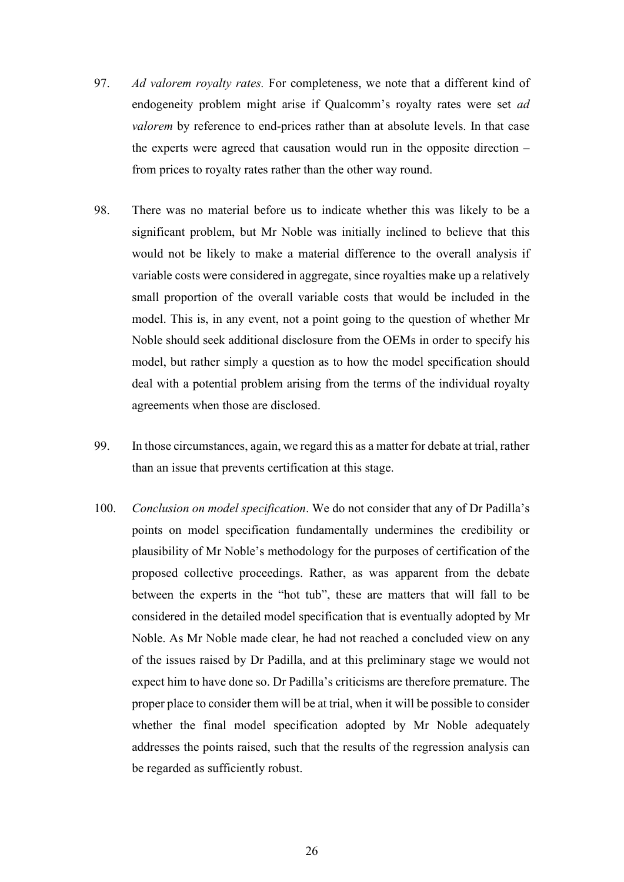97. *Ad valorem royalty rates.* For completeness, we note that a different kind of endogeneity problem might arise if Qualcomm's royalty rates were set *ad valorem* by reference to end-prices rather than at absolute levels. In that case the experts were agreed that causation would run in the opposite direction – from prices to royalty rates rather than the other way round.

98. There was no material before us to indicate whether this was likely to be a significant problem, but Mr Noble was initially inclined to believe that this would not be likely to make a material difference to the overall analysis if variable costs were considered in aggregate, since royalties make up a relatively small proportion of the overall variable costs that would be included in the model. This is, in any event, not a point going to the question of whether Mr Noble should seek additional disclosure from the OEMs in order to specify his model, but rather simply a question as to how the model specification should deal with a potential problem arising from the terms of the individual royalty agreements when those are disclosed.

99. In those circumstances, again, we regard this as a matter for debate at trial, rather than an issue that prevents certification at this stage.

100. *Conclusion on model specification*. We do not consider that any of Dr Padilla's points on model specification fundamentally undermines the credibility or plausibility of Mr Noble's methodology for the purposes of certification of the proposed collective proceedings. Rather, as was apparent from the debate between the experts in the "hot tub", these are matters that will fall to be considered in the detailed model specification that is eventually adopted by Mr Noble. As Mr Noble made clear, he had not reached a concluded view on any of the issues raised by Dr Padilla, and at this preliminary stage we would not expect him to have done so. Dr Padilla's criticisms are therefore premature. The proper place to consider them will be at trial, when it will be possible to consider whether the final model specification adopted by Mr Noble adequately addresses the points raised, such that the results of the regression analysis can be regarded as sufficiently robust.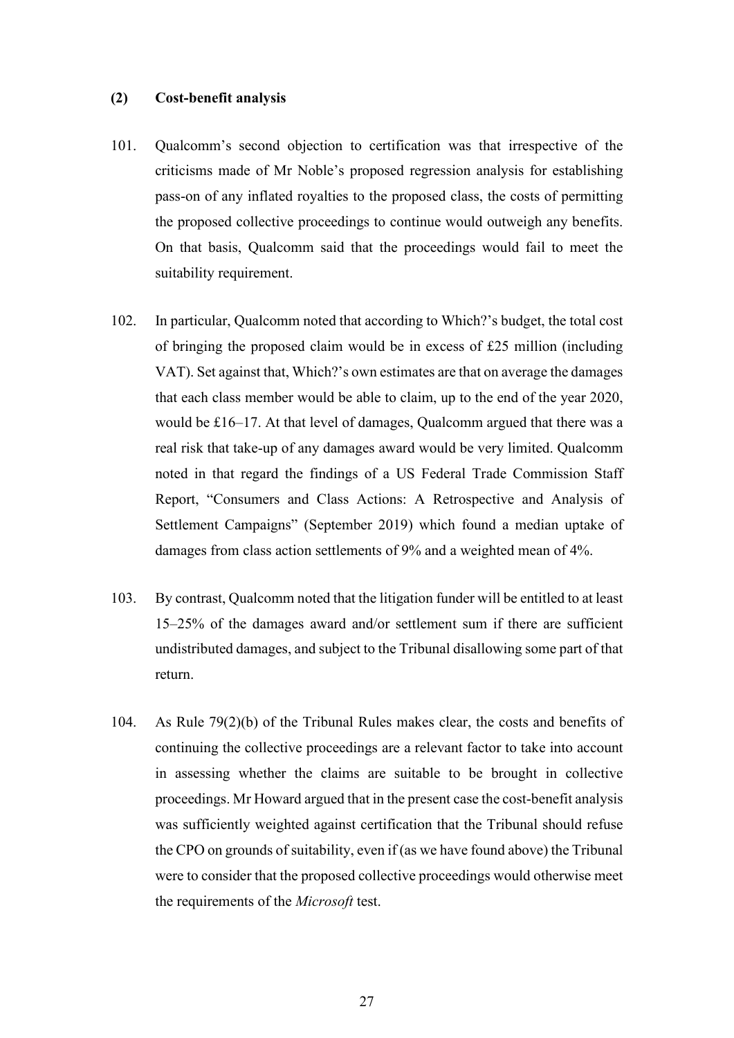### (2) Cost-benefit analysis

101. Qualcomm's second objection to certification was that irrespective of the criticisms made of Mr Noble's proposed regression analysis for establishing pass-on of any inflated royalties to the proposed class, the costs of permitting the proposed collective proceedings to continue would outweigh any benefits. On that basis, Qualcomm said that the proceedings would fail to meet the suitability requirement.

102. In particular, Qualcomm noted that according to Which?'s budget, the total cost of bringing the proposed claim would be in excess of £25 million (including VAT). Set against that, Which?'s own estimates are that on average the damages that each class member would be able to claim, up to the end of the year 2020, would be £16–17. At that level of damages, Qualcomm argued that there was a real risk that take-up of any damages award would be very limited. Qualcomm noted in that regard the findings of a US Federal Trade Commission Staff Report, "Consumers and Class Actions: A Retrospective and Analysis of Settlement Campaigns" (September 2019) which found a median uptake of damages from class action settlements of 9% and a weighted mean of 4%.

103. By contrast, Qualcomm noted that the litigation funder will be entitled to at least 15–25% of the damages award and/or settlement sum if there are sufficient undistributed damages, and subject to the Tribunal disallowing some part of that return.

104. As Rule 79(2)(b) of the Tribunal Rules makes clear, the costs and benefits of continuing the collective proceedings are a relevant factor to take into account in assessing whether the claims are suitable to be brought in collective proceedings. Mr Howard argued that in the present case the cost-benefit analysis was sufficiently weighted against certification that the Tribunal should refuse the CPO on grounds of suitability, even if (as we have found above) the Tribunal were to consider that the proposed collective proceedings would otherwise meet the requirements of the *Microsoft* test.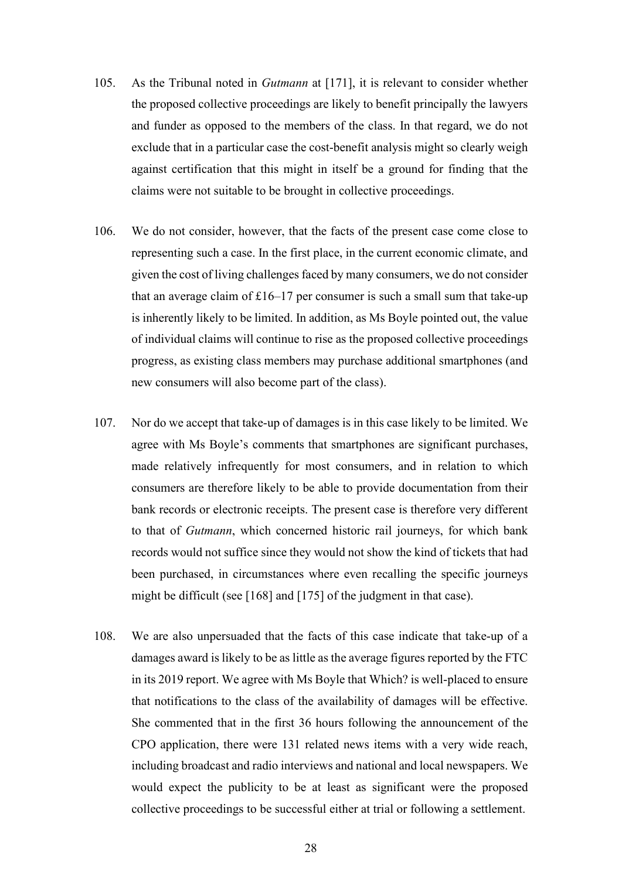105. As the Tribunal noted in *Gutmann* at [171], it is relevant to consider whether the proposed collective proceedings are likely to benefit principally the lawyers and funder as opposed to the members of the class. In that regard, we do not exclude that in a particular case the cost-benefit analysis might so clearly weigh against certification that this might in itself be a ground for finding that the claims were not suitable to be brought in collective proceedings.

106. We do not consider, however, that the facts of the present case come close to representing such a case. In the first place, in the current economic climate, and given the cost of living challenges faced by many consumers, we do not consider that an average claim of £16–17 per consumer is such a small sum that take-up is inherently likely to be limited. In addition, as Ms Boyle pointed out, the value of individual claims will continue to rise as the proposed collective proceedings progress, as existing class members may purchase additional smartphones (and new consumers will also become part of the class).

107. Nor do we accept that take-up of damages is in this case likely to be limited. We agree with Ms Boyle's comments that smartphones are significant purchases, made relatively infrequently for most consumers, and in relation to which consumers are therefore likely to be able to provide documentation from their bank records or electronic receipts. The present case is therefore very different to that of *Gutmann*, which concerned historic rail journeys, for which bank records would not suffice since they would not show the kind of tickets that had been purchased, in circumstances where even recalling the specific journeys might be difficult (see [168] and [175] of the judgment in that case).

108. We are also unpersuaded that the facts of this case indicate that take-up of a damages award is likely to be as little as the average figures reported by the FTC in its 2019 report. We agree with Ms Boyle that Which? is well-placed to ensure that notifications to the class of the availability of damages will be effective. She commented that in the first 36 hours following the announcement of the CPO application, there were 131 related news items with a very wide reach, including broadcast and radio interviews and national and local newspapers. We would expect the publicity to be at least as significant were the proposed collective proceedings to be successful either at trial or following a settlement.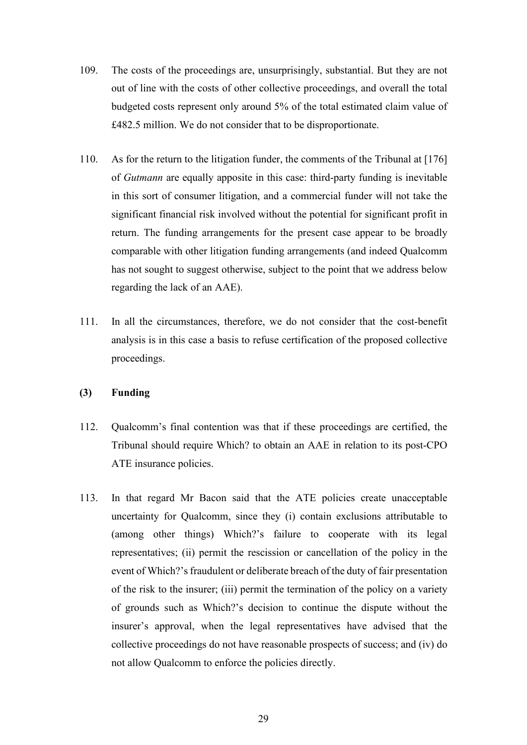109. The costs of the proceedings are, unsurprisingly, substantial. But they are not out of line with the costs of other collective proceedings, and overall the total budgeted costs represent only around 5% of the total estimated claim value of £482.5 million. We do not consider that to be disproportionate.

110. As for the return to the litigation funder, the comments of the Tribunal at [176] of *Gutmann* are equally apposite in this case: third-party funding is inevitable in this sort of consumer litigation, and a commercial funder will not take the significant financial risk involved without the potential for significant profit in return. The funding arrangements for the present case appear to be broadly comparable with other litigation funding arrangements (and indeed Qualcomm has not sought to suggest otherwise, subject to the point that we address below regarding the lack of an AAE).

111. In all the circumstances, therefore, we do not consider that the cost-benefit analysis is in this case a basis to refuse certification of the proposed collective proceedings.

### (3) Funding

112. Qualcomm's final contention was that if these proceedings are certified, the Tribunal should require Which? to obtain an AAE in relation to its post-CPO ATE insurance policies.

113. In that regard Mr Bacon said that the ATE policies create unacceptable uncertainty for Qualcomm, since they (i) contain exclusions attributable to (among other things) Which?'s failure to cooperate with its legal representatives; (ii) permit the rescission or cancellation of the policy in the event of Which?'s fraudulent or deliberate breach of the duty of fair presentation of the risk to the insurer; (iii) permit the termination of the policy on a variety of grounds such as Which?'s decision to continue the dispute without the insurer's approval, when the legal representatives have advised that the collective proceedings do not have reasonable prospects of success; and (iv) do not allow Qualcomm to enforce the policies directly.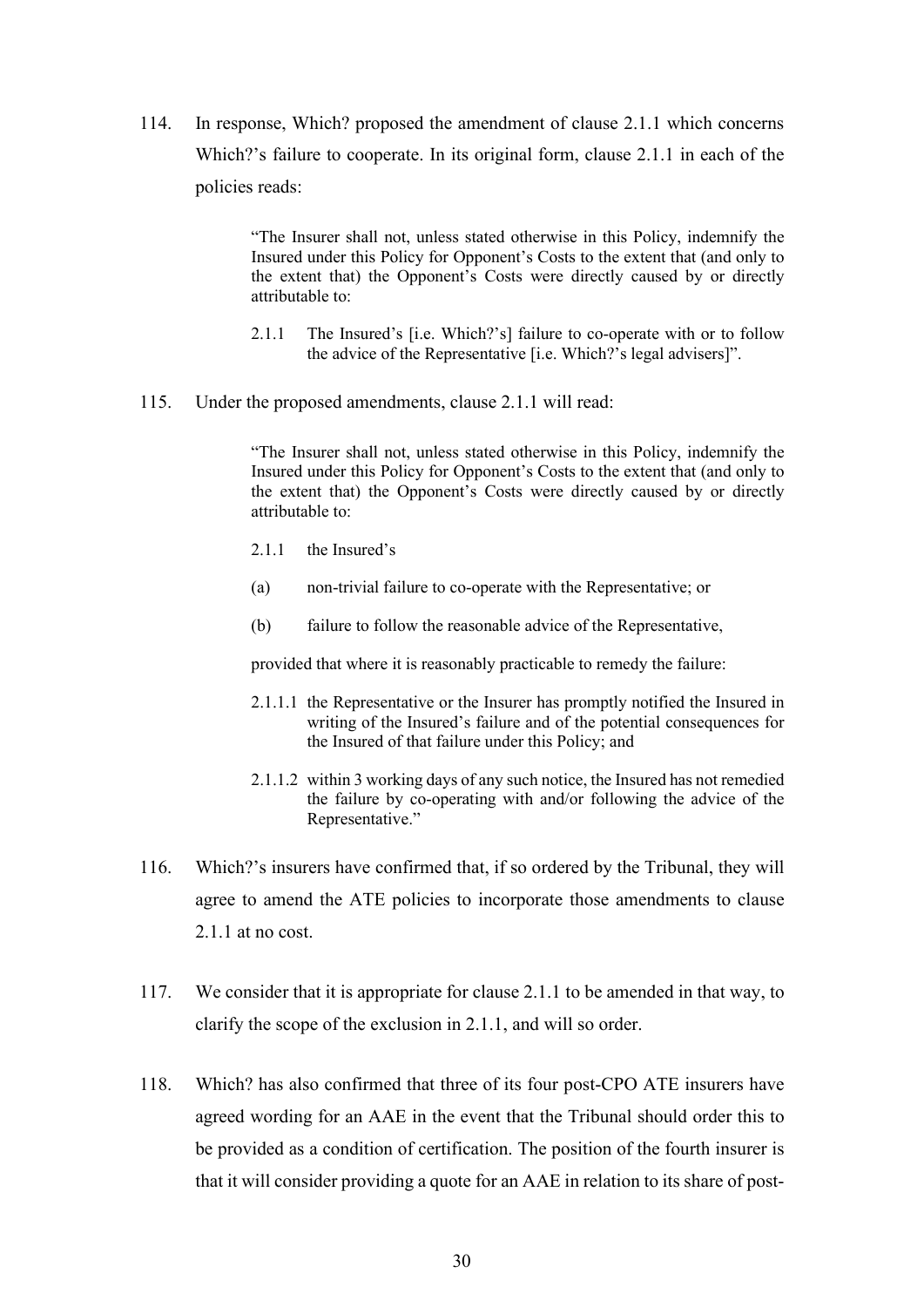114. In response, Which? proposed the amendment of clause 2.1.1 which concerns Which?'s failure to cooperate. In its original form, clause 2.1.1 in each of the policies reads:

> "The Insurer shall not, unless stated otherwise in this Policy, indemnify the Insured under this Policy for Opponent's Costs to the extent that (and only to the extent that) the Opponent's Costs were directly caused by or directly attributable to:
>
> 2.1.1 The Insured's [i.e. Which?'s] failure to co-operate with or to follow the advice of the Representative [i.e. Which?'s legal advisers]".

115. Under the proposed amendments, clause 2.1.1 will read:

> "The Insurer shall not, unless stated otherwise in this Policy, indemnify the Insured under this Policy for Opponent's Costs to the extent that (and only to the extent that) the Opponent's Costs were directly caused by or directly attributable to:
>
> 2.1.1 the Insured's
>
> (a) non-trivial failure to co-operate with the Representative; or
>
> (b) failure to follow the reasonable advice of the Representative,
>
> provided that where it is reasonably practicable to remedy the failure:
>
> 2.1.1.1 the Representative or the Insurer has promptly notified the Insured in writing of the Insured's failure and of the potential consequences for the Insured of that failure under this Policy; and
>
> 2.1.1.2 within 3 working days of any such notice, the Insured has not remedied the failure by co-operating with and/or following the advice of the Representative."

116. Which?'s insurers have confirmed that, if so ordered by the Tribunal, they will agree to amend the ATE policies to incorporate those amendments to clause 2.1.1 at no cost.

117. We consider that it is appropriate for clause 2.1.1 to be amended in that way, to clarify the scope of the exclusion in 2.1.1, and will so order.

118. Which? has also confirmed that three of its four post-CPO ATE insurers have agreed wording for an AAE in the event that the Tribunal should order this to be provided as a condition of certification. The position of the fourth insurer is that it will consider providing a quote for an AAE in relation to its share of post-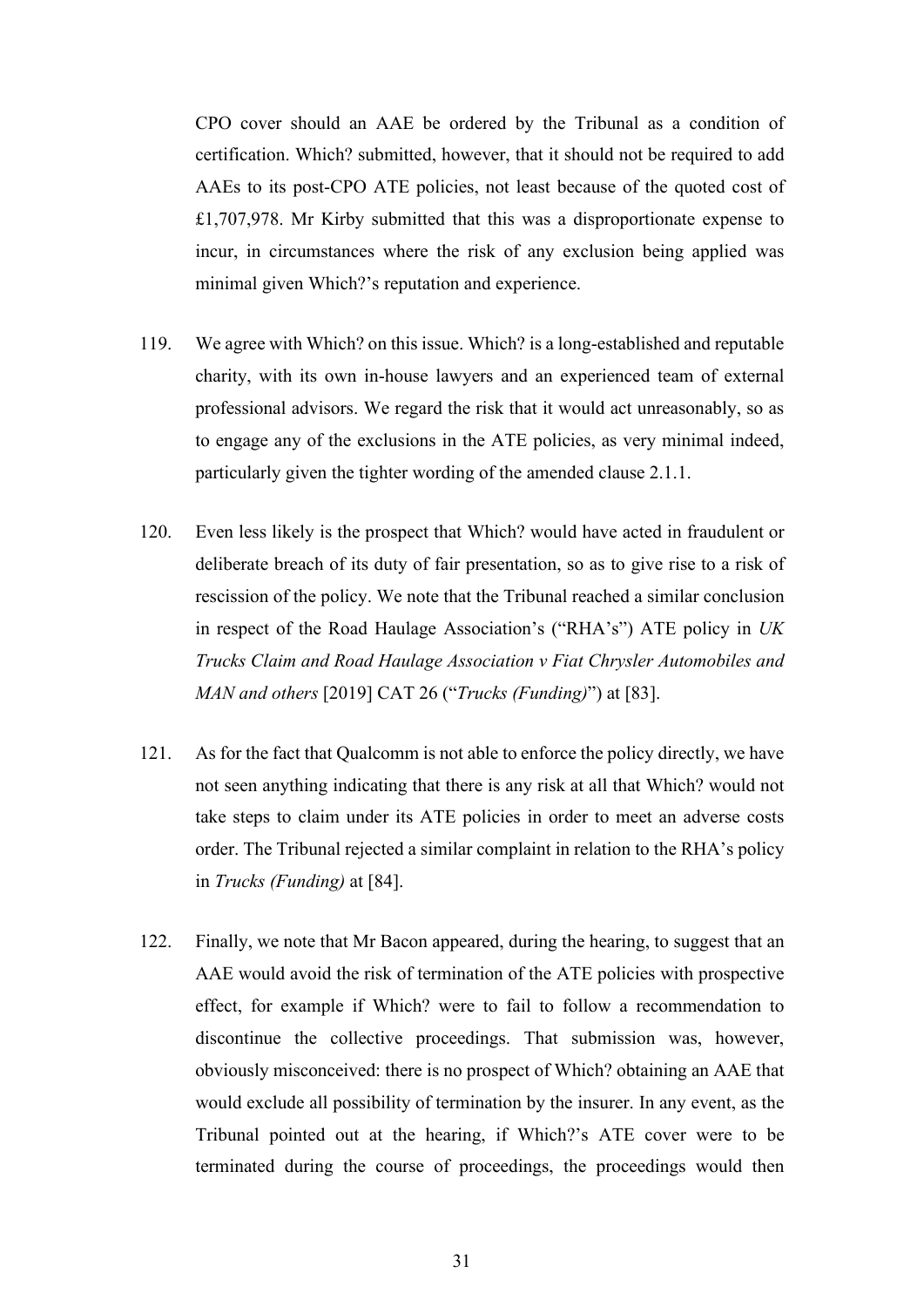CPO cover should an AAE be ordered by the Tribunal as a condition of certification. Which? submitted, however, that it should not be required to add AAEs to its post-CPO ATE policies, not least because of the quoted cost of £1,707,978. Mr Kirby submitted that this was a disproportionate expense to incur, in circumstances where the risk of any exclusion being applied was minimal given Which?'s reputation and experience.

119. We agree with Which? on this issue. Which? is a long-established and reputable charity, with its own in-house lawyers and an experienced team of external professional advisors. We regard the risk that it would act unreasonably, so as to engage any of the exclusions in the ATE policies, as very minimal indeed, particularly given the tighter wording of the amended clause 2.1.1.

120. Even less likely is the prospect that Which? would have acted in fraudulent or deliberate breach of its duty of fair presentation, so as to give rise to a risk of rescission of the policy. We note that the Tribunal reached a similar conclusion in respect of the Road Haulage Association's ("RHA's") ATE policy in *UK Trucks Claim and Road Haulage Association v Fiat Chrysler Automobiles and MAN and others* [2019] CAT 26 ("*Trucks (Funding)*") at [83].

121. As for the fact that Qualcomm is not able to enforce the policy directly, we have not seen anything indicating that there is any risk at all that Which? would not take steps to claim under its ATE policies in order to meet an adverse costs order. The Tribunal rejected a similar complaint in relation to the RHA's policy in *Trucks (Funding)* at [84].

122. Finally, we note that Mr Bacon appeared, during the hearing, to suggest that an AAE would avoid the risk of termination of the ATE policies with prospective effect, for example if Which? were to fail to follow a recommendation to discontinue the collective proceedings. That submission was, however, obviously misconceived: there is no prospect of Which? obtaining an AAE that would exclude all possibility of termination by the insurer. In any event, as the Tribunal pointed out at the hearing, if Which?'s ATE cover were to be terminated during the course of proceedings, the proceedings would then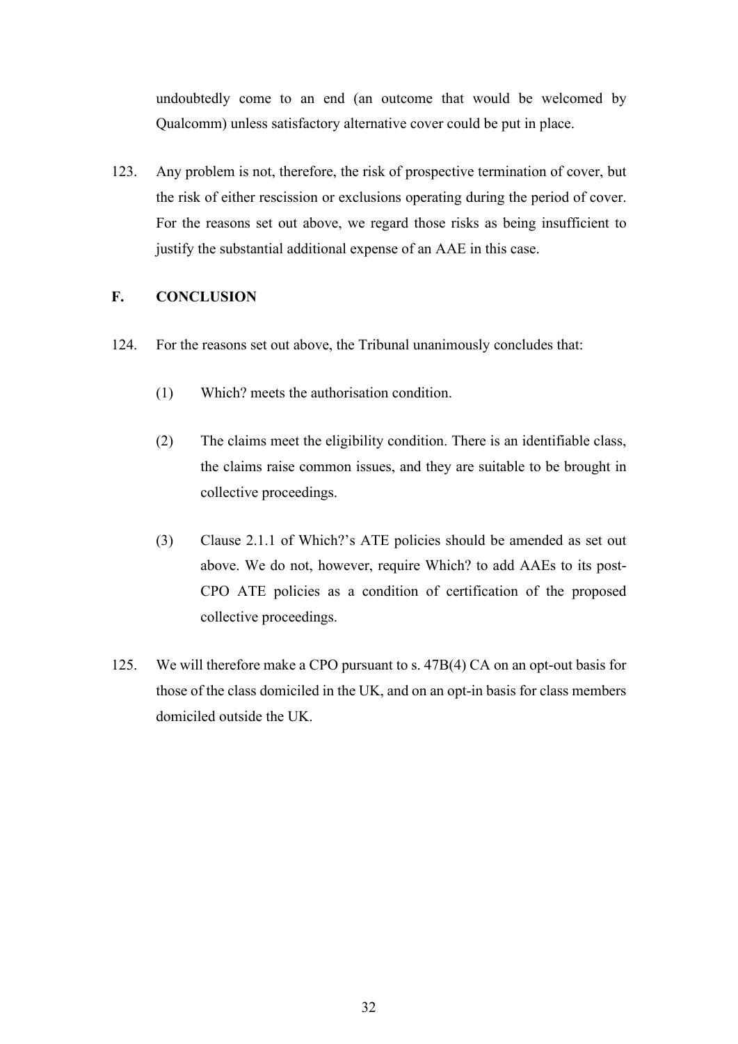undoubtedly come to an end (an outcome that would be welcomed by Qualcomm) unless satisfactory alternative cover could be put in place.

123. Any problem is not, therefore, the risk of prospective termination of cover, but the risk of either rescission or exclusions operating during the period of cover. For the reasons set out above, we regard those risks as being insufficient to justify the substantial additional expense of an AAE in this case.

## F. CONCLUSION

124. For the reasons set out above, the Tribunal unanimously concludes that:

(1) Which? meets the authorisation condition.

(2) The claims meet the eligibility condition. There is an identifiable class, the claims raise common issues, and they are suitable to be brought in collective proceedings.

(3) Clause 2.1.1 of Which?'s ATE policies should be amended as set out above. We do not, however, require Which? to add AAEs to its post-CPO ATE policies as a condition of certification of the proposed collective proceedings.

125. We will therefore make a CPO pursuant to s. 47B(4) CA on an opt-out basis for those of the class domiciled in the UK, and on an opt-in basis for class members domiciled outside the UK.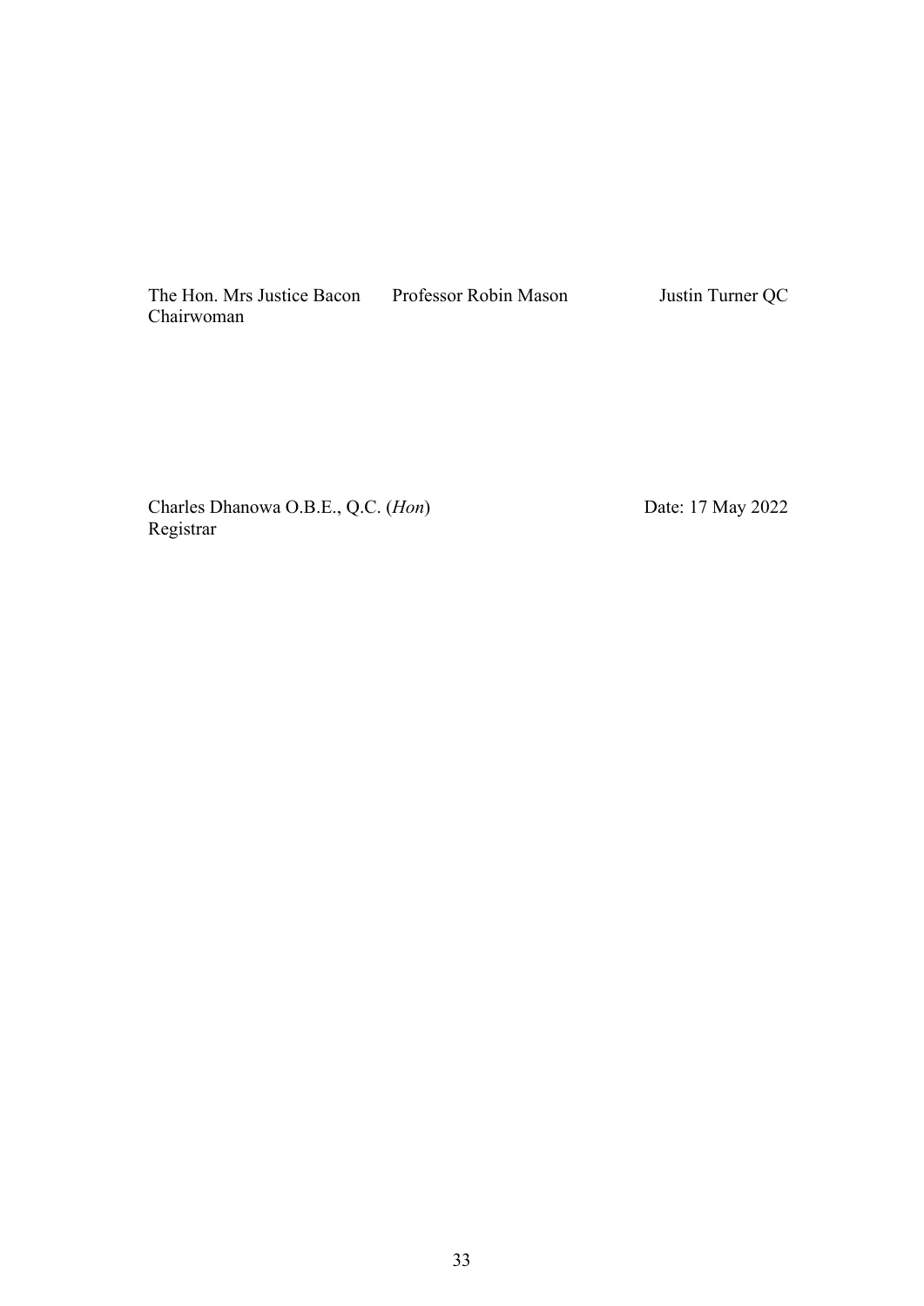The Hon. Mrs Justice Bacon  
Chairwoman

Professor Robin Mason

Justin Turner QC

Charles Dhanowa O.B.E., Q.C. (*Hon*)  
Registrar

Date: 17 May 2022